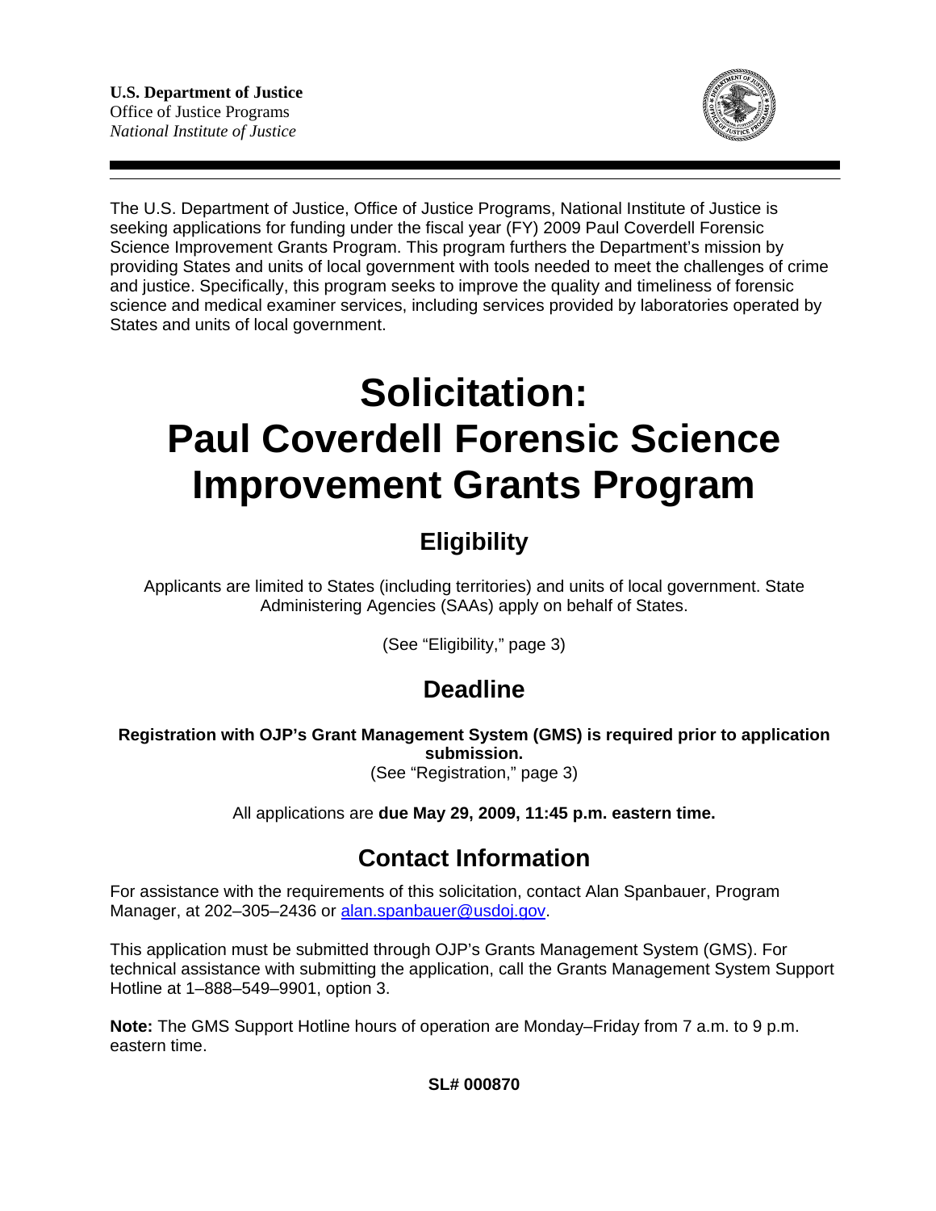**U.S. Department of Justice**
Office of Justice Programs
*National Institute of Justice*

The U.S. Department of Justice, Office of Justice Programs, National Institute of Justice is seeking applications for funding under the fiscal year (FY) 2009 Paul Coverdell Forensic Science Improvement Grants Program. This program furthers the Department's mission by providing States and units of local government with tools needed to meet the challenges of crime and justice. Specifically, this program seeks to improve the quality and timeliness of forensic science and medical examiner services, including services provided by laboratories operated by States and units of local government.

# Solicitation: Paul Coverdell Forensic Science Improvement Grants Program

## Eligibility

Applicants are limited to States (including territories) and units of local government. State Administering Agencies (SAAs) apply on behalf of States.

(See "Eligibility," page 3)

## Deadline

**Registration with OJP's Grant Management System (GMS) is required prior to application submission.**
(See "Registration," page 3)

All applications are **due May 29, 2009, 11:45 p.m. eastern time.**

## Contact Information

For assistance with the requirements of this solicitation, contact Alan Spanbauer, Program Manager, at 202–305–2436 or alan.spanbauer@usdoj.gov.

This application must be submitted through OJP's Grants Management System (GMS). For technical assistance with submitting the application, call the Grants Management System Support Hotline at 1–888–549–9901, option 3.

**Note:** The GMS Support Hotline hours of operation are Monday–Friday from 7 a.m. to 9 p.m. eastern time.

**SL# 000870**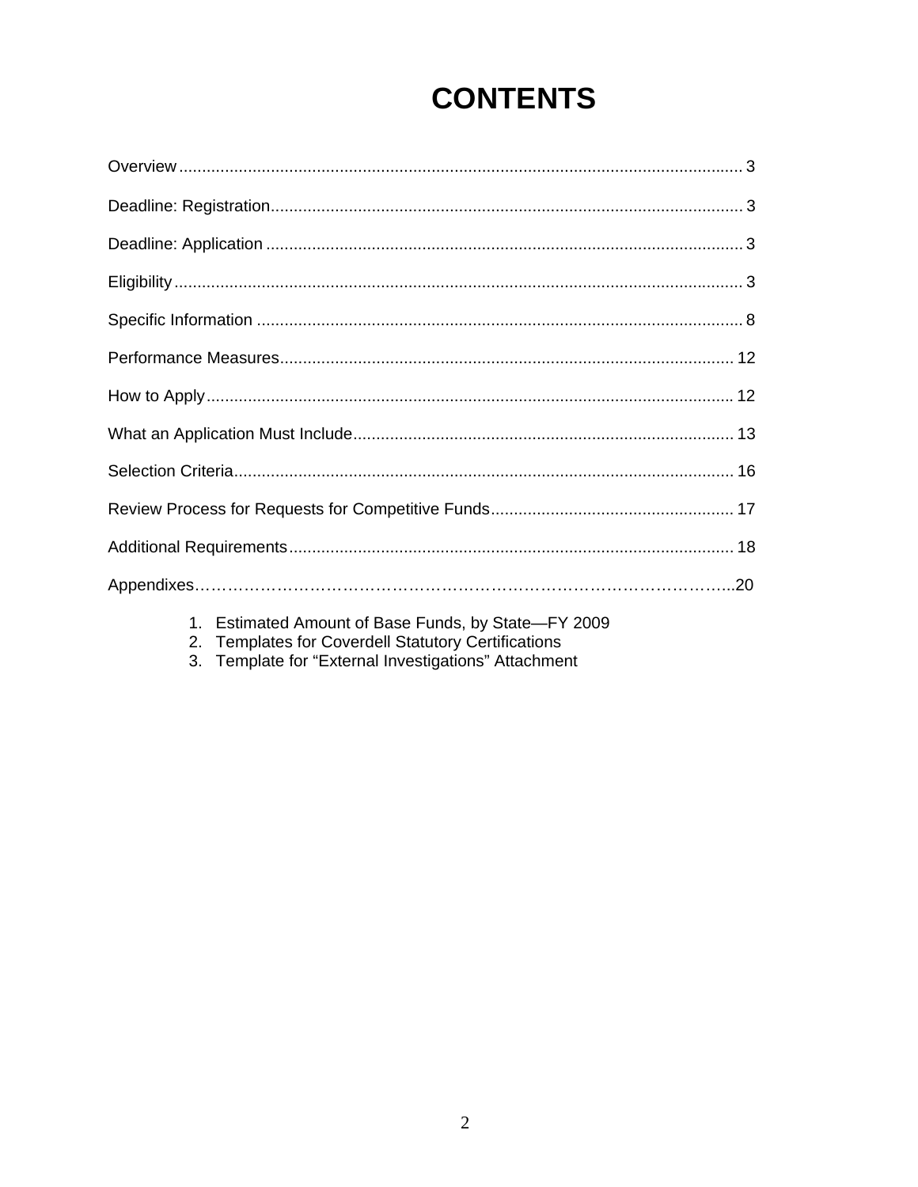# CONTENTS

Overview .......................................................................................................................... 3

Deadline: Registration...................................................................................................... 3

Deadline: Application ....................................................................................................... 3

Eligibility ........................................................................................................................... 3

Specific Information ......................................................................................................... 8

Performance Measures.................................................................................................. 12

How to Apply.................................................................................................................. 12

What an Application Must Include.................................................................................. 13

Selection Criteria............................................................................................................ 16

Review Process for Requests for Competitive Funds..................................................... 17

Additional Requirements................................................................................................ 18

Appendixes……………………………………………………………………………………..20

1. Estimated Amount of Base Funds, by State—FY 2009
2. Templates for Coverdell Statutory Certifications
3. Template for "External Investigations" Attachment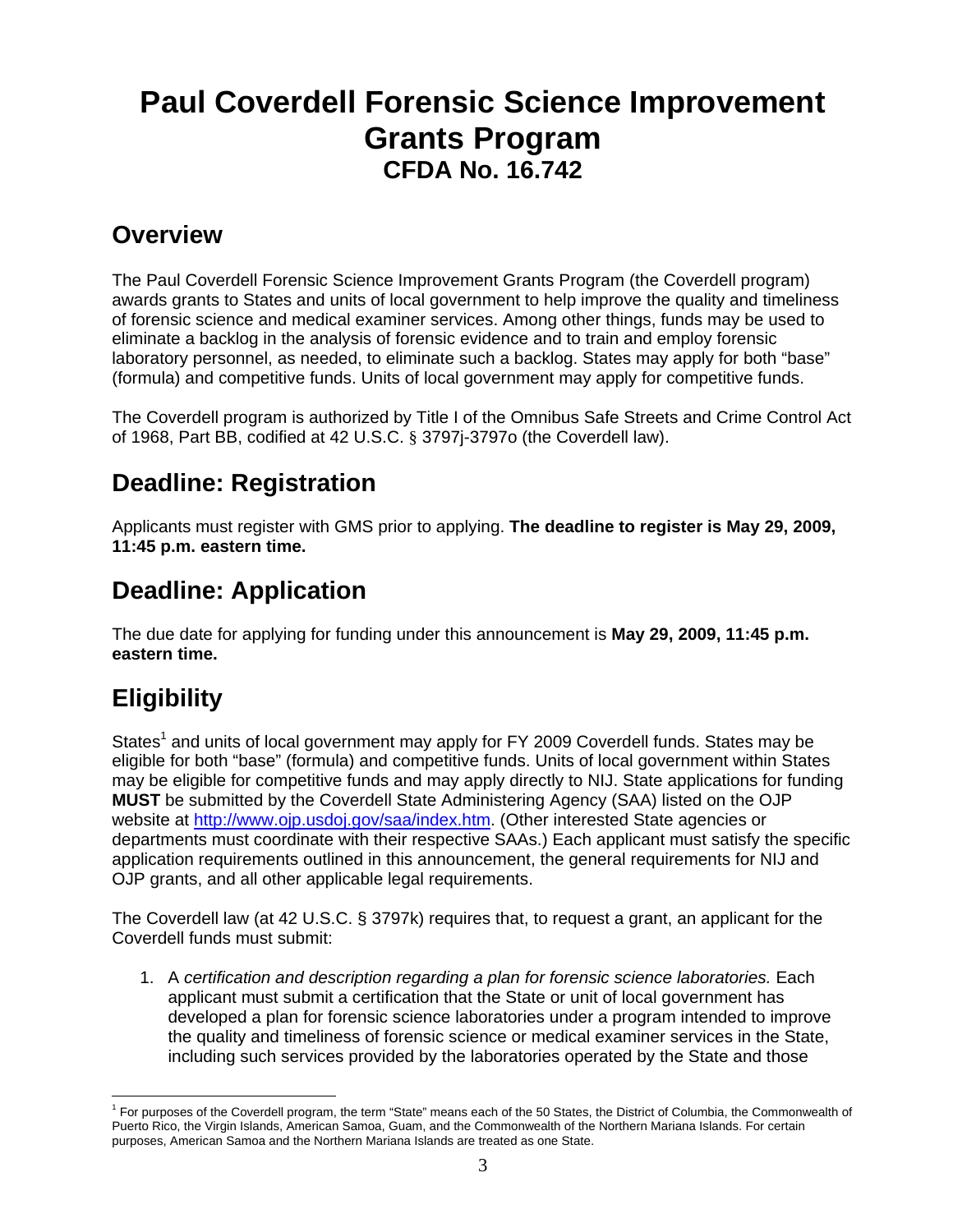# Paul Coverdell Forensic Science Improvement Grants Program

## CFDA No. 16.742

## Overview

The Paul Coverdell Forensic Science Improvement Grants Program (the Coverdell program) awards grants to States and units of local government to help improve the quality and timeliness of forensic science and medical examiner services. Among other things, funds may be used to eliminate a backlog in the analysis of forensic evidence and to train and employ forensic laboratory personnel, as needed, to eliminate such a backlog. States may apply for both "base" (formula) and competitive funds. Units of local government may apply for competitive funds.

The Coverdell program is authorized by Title I of the Omnibus Safe Streets and Crime Control Act of 1968, Part BB, codified at 42 U.S.C. § 3797j-3797o (the Coverdell law).

## Deadline: Registration

Applicants must register with GMS prior to applying. **The deadline to register is May 29, 2009, 11:45 p.m. eastern time.**

## Deadline: Application

The due date for applying for funding under this announcement is **May 29, 2009, 11:45 p.m. eastern time.**

## Eligibility

States[1] and units of local government may apply for FY 2009 Coverdell funds. States may be eligible for both "base" (formula) and competitive funds. Units of local government within States may be eligible for competitive funds and may apply directly to NIJ. State applications for funding **MUST** be submitted by the Coverdell State Administering Agency (SAA) listed on the OJP website at http://www.ojp.usdoj.gov/saa/index.htm. (Other interested State agencies or departments must coordinate with their respective SAAs.) Each applicant must satisfy the specific application requirements outlined in this announcement, the general requirements for NIJ and OJP grants, and all other applicable legal requirements.

The Coverdell law (at 42 U.S.C. § 3797k) requires that, to request a grant, an applicant for the Coverdell funds must submit:

1. A *certification and description regarding a plan for forensic science laboratories.* Each applicant must submit a certification that the State or unit of local government has developed a plan for forensic science laboratories under a program intended to improve the quality and timeliness of forensic science or medical examiner services in the State, including such services provided by the laboratories operated by the State and those

[1] For purposes of the Coverdell program, the term "State" means each of the 50 States, the District of Columbia, the Commonwealth of Puerto Rico, the Virgin Islands, American Samoa, Guam, and the Commonwealth of the Northern Mariana Islands. For certain purposes, American Samoa and the Northern Mariana Islands are treated as one State.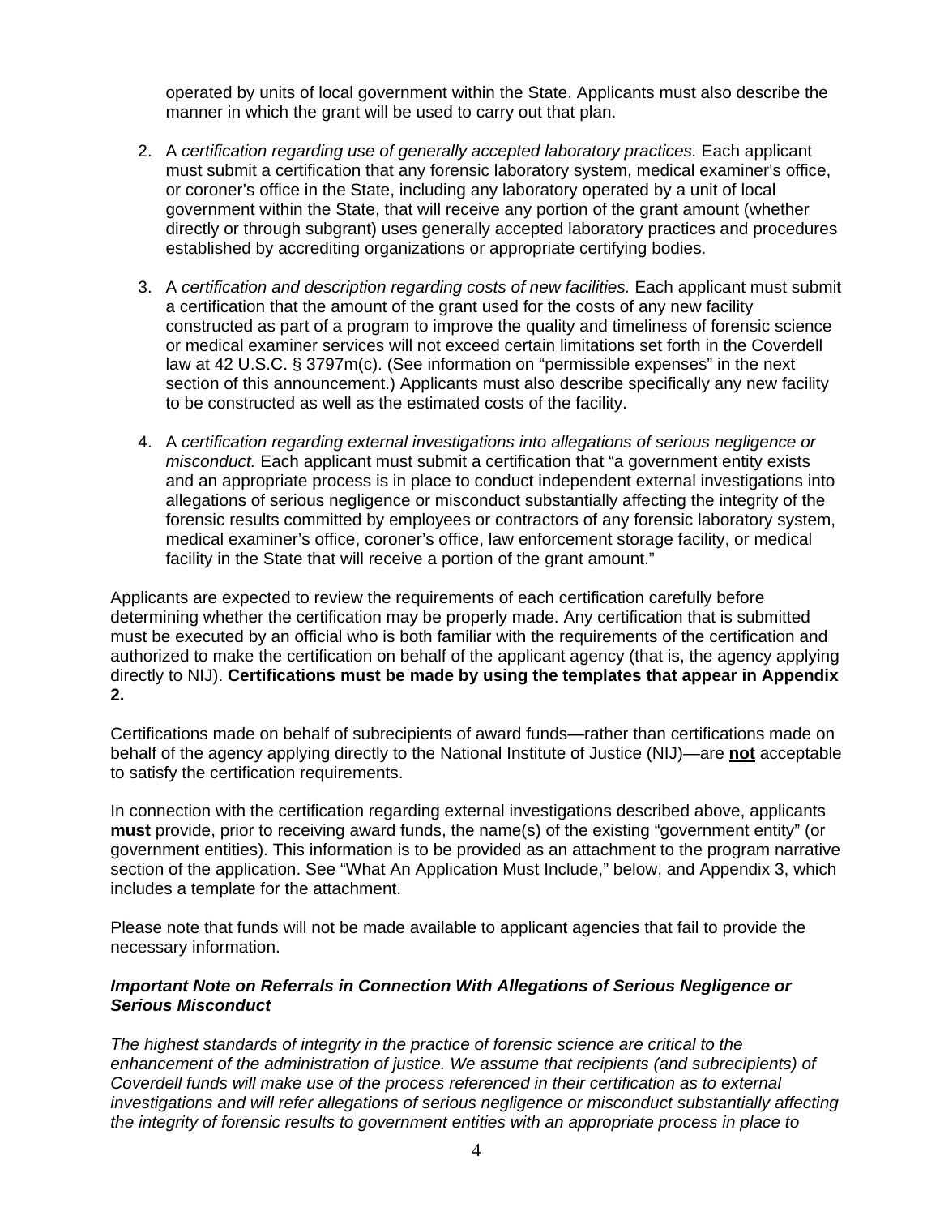operated by units of local government within the State. Applicants must also describe the manner in which the grant will be used to carry out that plan.

2. A *certification regarding use of generally accepted laboratory practices.* Each applicant must submit a certification that any forensic laboratory system, medical examiner's office, or coroner's office in the State, including any laboratory operated by a unit of local government within the State, that will receive any portion of the grant amount (whether directly or through subgrant) uses generally accepted laboratory practices and procedures established by accrediting organizations or appropriate certifying bodies.

3. A *certification and description regarding costs of new facilities.* Each applicant must submit a certification that the amount of the grant used for the costs of any new facility constructed as part of a program to improve the quality and timeliness of forensic science or medical examiner services will not exceed certain limitations set forth in the Coverdell law at 42 U.S.C. § 3797m(c). (See information on "permissible expenses" in the next section of this announcement.) Applicants must also describe specifically any new facility to be constructed as well as the estimated costs of the facility.

4. A *certification regarding external investigations into allegations of serious negligence or misconduct.* Each applicant must submit a certification that "a government entity exists and an appropriate process is in place to conduct independent external investigations into allegations of serious negligence or misconduct substantially affecting the integrity of the forensic results committed by employees or contractors of any forensic laboratory system, medical examiner's office, coroner's office, law enforcement storage facility, or medical facility in the State that will receive a portion of the grant amount."

Applicants are expected to review the requirements of each certification carefully before determining whether the certification may be properly made. Any certification that is submitted must be executed by an official who is both familiar with the requirements of the certification and authorized to make the certification on behalf of the applicant agency (that is, the agency applying directly to NIJ). **Certifications must be made by using the templates that appear in Appendix 2.**

Certifications made on behalf of subrecipients of award funds—rather than certifications made on behalf of the agency applying directly to the National Institute of Justice (NIJ)—are **not** acceptable to satisfy the certification requirements.

In connection with the certification regarding external investigations described above, applicants **must** provide, prior to receiving award funds, the name(s) of the existing "government entity" (or government entities). This information is to be provided as an attachment to the program narrative section of the application. See "What An Application Must Include," below, and Appendix 3, which includes a template for the attachment.

Please note that funds will not be made available to applicant agencies that fail to provide the necessary information.

***Important Note on Referrals in Connection With Allegations of Serious Negligence or Serious Misconduct***

*The highest standards of integrity in the practice of forensic science are critical to the enhancement of the administration of justice. We assume that recipients (and subrecipients) of Coverdell funds will make use of the process referenced in their certification as to external investigations and will refer allegations of serious negligence or misconduct substantially affecting the integrity of forensic results to government entities with an appropriate process in place to*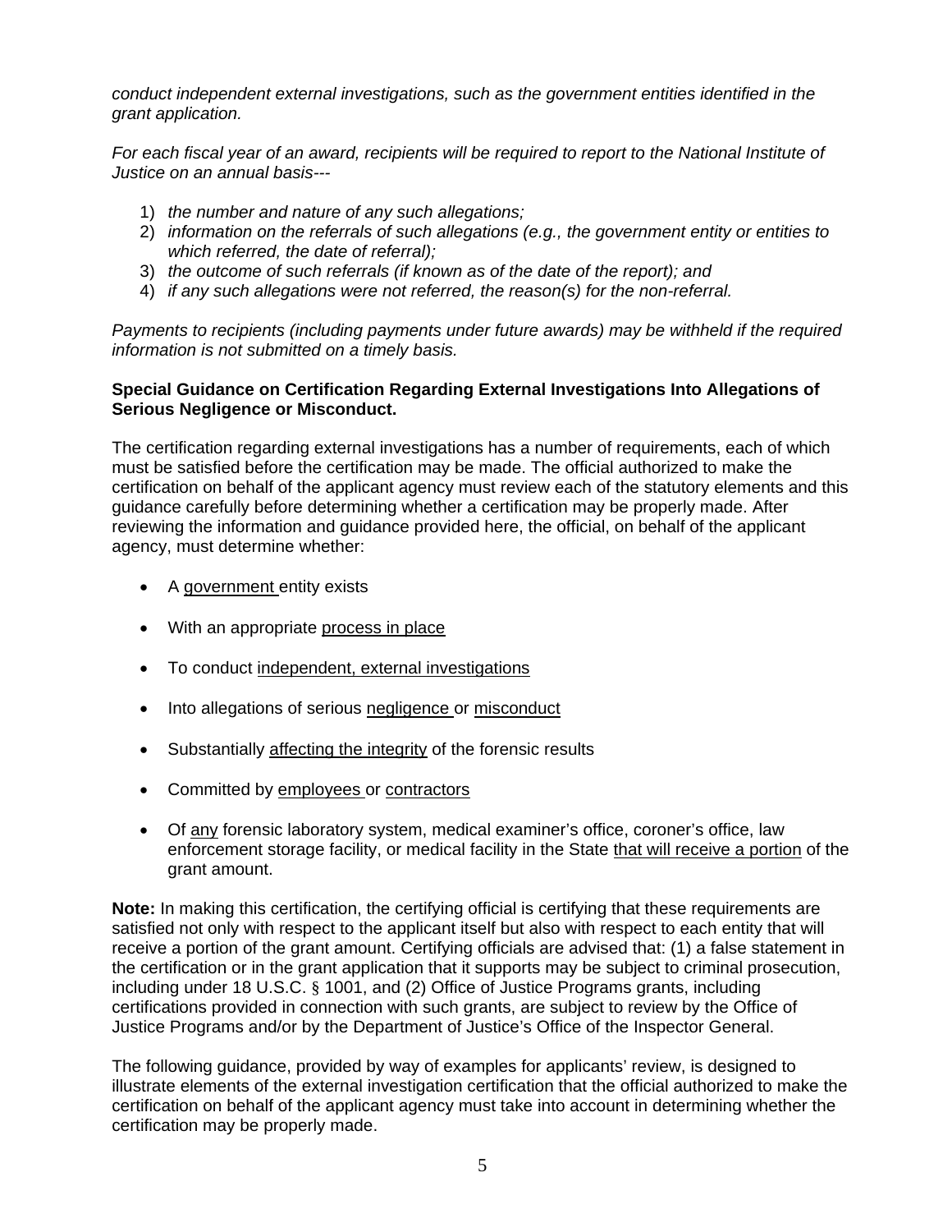*conduct independent external investigations, such as the government entities identified in the grant application.*

*For each fiscal year of an award, recipients will be required to report to the National Institute of Justice on an annual basis---*

1) *the number and nature of any such allegations;*
2) *information on the referrals of such allegations (e.g., the government entity or entities to which referred, the date of referral);*
3) *the outcome of such referrals (if known as of the date of the report); and*
4) *if any such allegations were not referred, the reason(s) for the non-referral.*

*Payments to recipients (including payments under future awards) may be withheld if the required information is not submitted on a timely basis.*

**Special Guidance on Certification Regarding External Investigations Into Allegations of Serious Negligence or Misconduct.**

The certification regarding external investigations has a number of requirements, each of which must be satisfied before the certification may be made. The official authorized to make the certification on behalf of the applicant agency must review each of the statutory elements and this guidance carefully before determining whether a certification may be properly made. After reviewing the information and guidance provided here, the official, on behalf of the applicant agency, must determine whether:

- A <u>government</u> entity exists
- With an appropriate <u>process in place</u>
- To conduct <u>independent, external investigations</u>
- Into allegations of serious <u>negligence</u> or <u>misconduct</u>
- Substantially <u>affecting the integrity</u> of the forensic results
- Committed by <u>employees</u> or <u>contractors</u>
- Of <u>any</u> forensic laboratory system, medical examiner's office, coroner's office, law enforcement storage facility, or medical facility in the State <u>that will receive a portion</u> of the grant amount.

**Note:** In making this certification, the certifying official is certifying that these requirements are satisfied not only with respect to the applicant itself but also with respect to each entity that will receive a portion of the grant amount. Certifying officials are advised that: (1) a false statement in the certification or in the grant application that it supports may be subject to criminal prosecution, including under 18 U.S.C. § 1001, and (2) Office of Justice Programs grants, including certifications provided in connection with such grants, are subject to review by the Office of Justice Programs and/or by the Department of Justice's Office of the Inspector General.

The following guidance, provided by way of examples for applicants' review, is designed to illustrate elements of the external investigation certification that the official authorized to make the certification on behalf of the applicant agency must take into account in determining whether the certification may be properly made.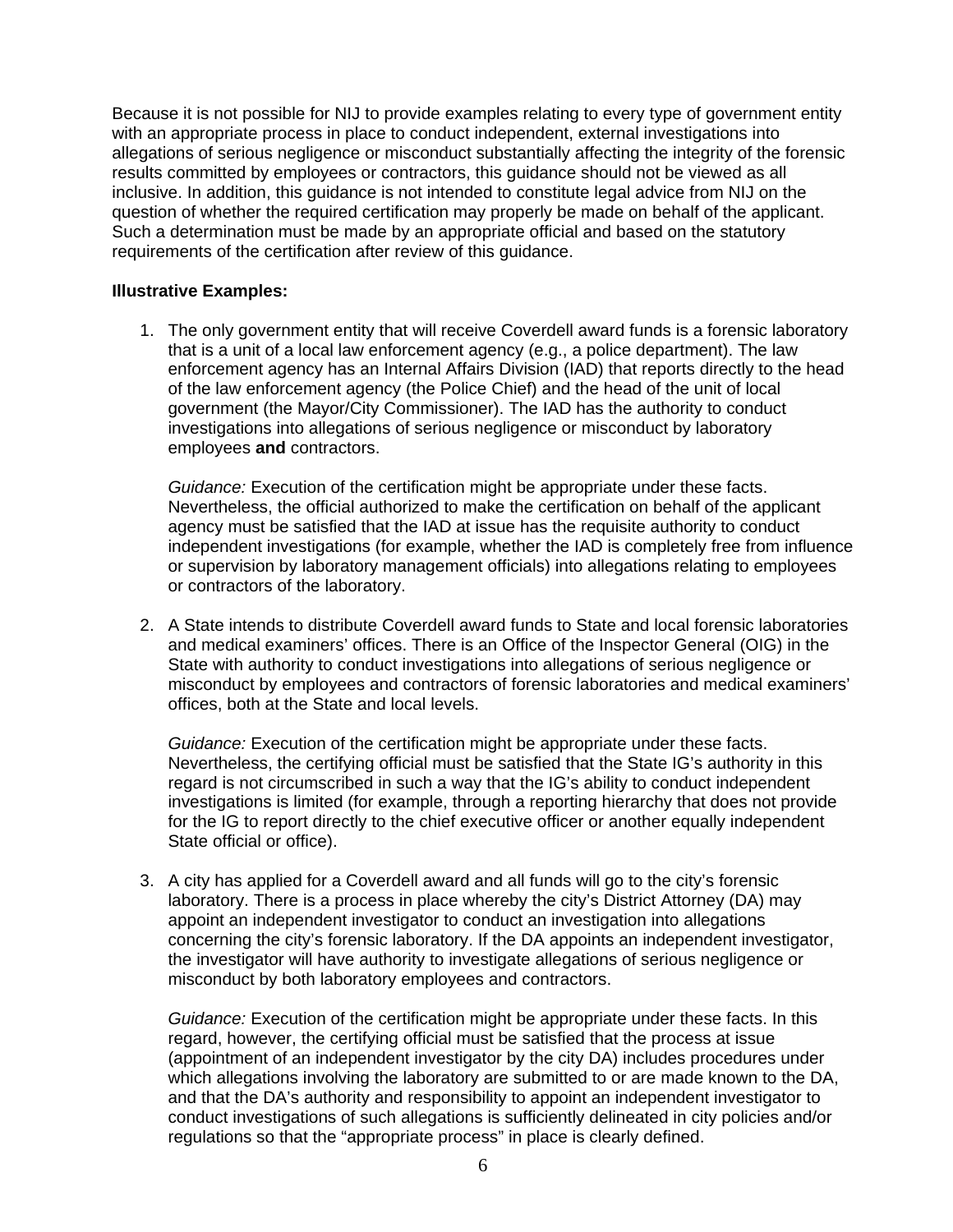Because it is not possible for NIJ to provide examples relating to every type of government entity with an appropriate process in place to conduct independent, external investigations into allegations of serious negligence or misconduct substantially affecting the integrity of the forensic results committed by employees or contractors, this guidance should not be viewed as all inclusive. In addition, this guidance is not intended to constitute legal advice from NIJ on the question of whether the required certification may properly be made on behalf of the applicant. Such a determination must be made by an appropriate official and based on the statutory requirements of the certification after review of this guidance.

**Illustrative Examples:**

1. The only government entity that will receive Coverdell award funds is a forensic laboratory that is a unit of a local law enforcement agency (e.g., a police department). The law enforcement agency has an Internal Affairs Division (IAD) that reports directly to the head of the law enforcement agency (the Police Chief) and the head of the unit of local government (the Mayor/City Commissioner). The IAD has the authority to conduct investigations into allegations of serious negligence or misconduct by laboratory employees **and** contractors.

   *Guidance:* Execution of the certification might be appropriate under these facts. Nevertheless, the official authorized to make the certification on behalf of the applicant agency must be satisfied that the IAD at issue has the requisite authority to conduct independent investigations (for example, whether the IAD is completely free from influence or supervision by laboratory management officials) into allegations relating to employees or contractors of the laboratory.

2. A State intends to distribute Coverdell award funds to State and local forensic laboratories and medical examiners' offices. There is an Office of the Inspector General (OIG) in the State with authority to conduct investigations into allegations of serious negligence or misconduct by employees and contractors of forensic laboratories and medical examiners' offices, both at the State and local levels.

   *Guidance:* Execution of the certification might be appropriate under these facts. Nevertheless, the certifying official must be satisfied that the State IG's authority in this regard is not circumscribed in such a way that the IG's ability to conduct independent investigations is limited (for example, through a reporting hierarchy that does not provide for the IG to report directly to the chief executive officer or another equally independent State official or office).

3. A city has applied for a Coverdell award and all funds will go to the city's forensic laboratory. There is a process in place whereby the city's District Attorney (DA) may appoint an independent investigator to conduct an investigation into allegations concerning the city's forensic laboratory. If the DA appoints an independent investigator, the investigator will have authority to investigate allegations of serious negligence or misconduct by both laboratory employees and contractors.

   *Guidance:* Execution of the certification might be appropriate under these facts. In this regard, however, the certifying official must be satisfied that the process at issue (appointment of an independent investigator by the city DA) includes procedures under which allegations involving the laboratory are submitted to or are made known to the DA, and that the DA's authority and responsibility to appoint an independent investigator to conduct investigations of such allegations is sufficiently delineated in city policies and/or regulations so that the "appropriate process" in place is clearly defined.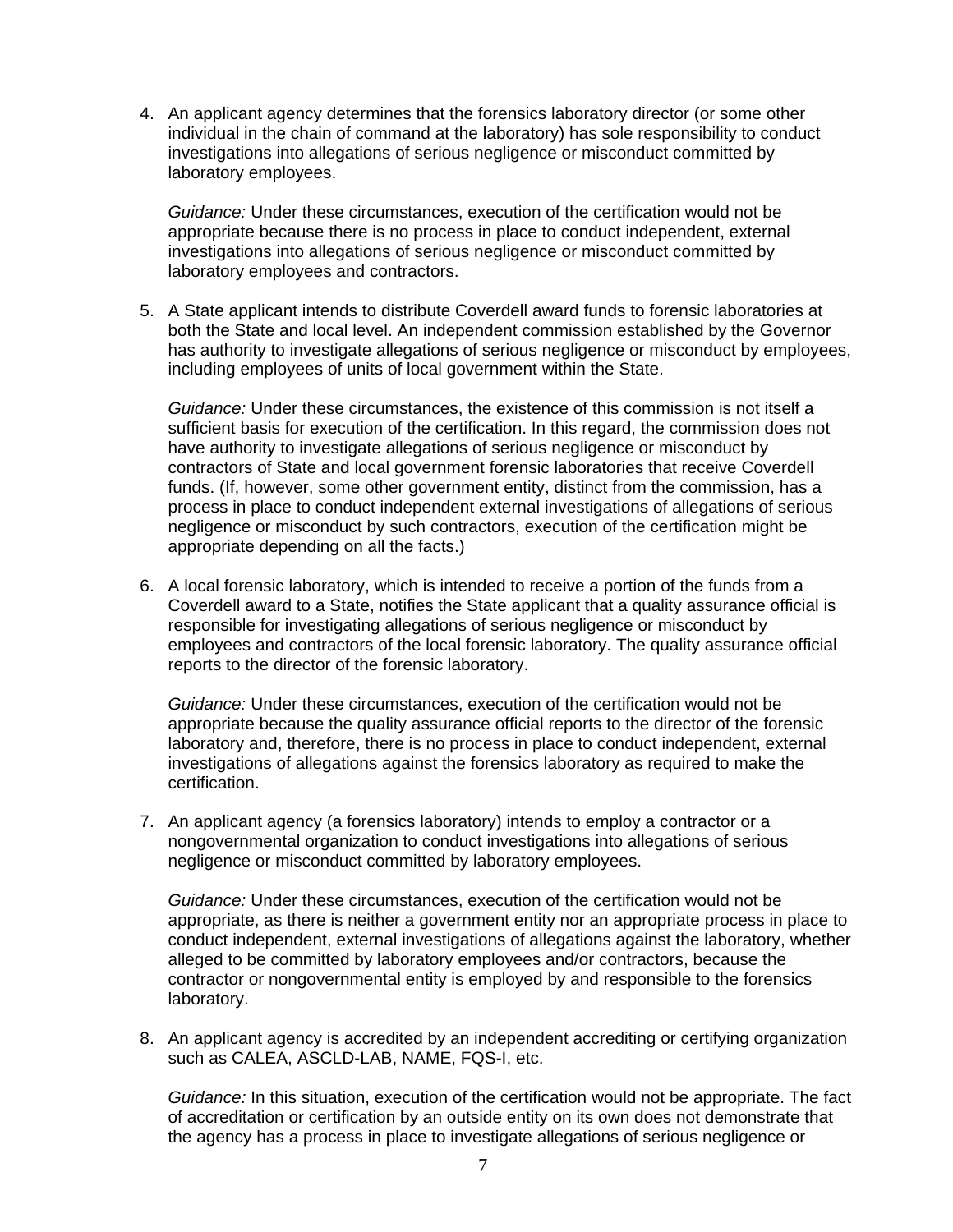4. An applicant agency determines that the forensics laboratory director (or some other individual in the chain of command at the laboratory) has sole responsibility to conduct investigations into allegations of serious negligence or misconduct committed by laboratory employees.

   *Guidance:* Under these circumstances, execution of the certification would not be appropriate because there is no process in place to conduct independent, external investigations into allegations of serious negligence or misconduct committed by laboratory employees and contractors.

5. A State applicant intends to distribute Coverdell award funds to forensic laboratories at both the State and local level. An independent commission established by the Governor has authority to investigate allegations of serious negligence or misconduct by employees, including employees of units of local government within the State.

   *Guidance:* Under these circumstances, the existence of this commission is not itself a sufficient basis for execution of the certification. In this regard, the commission does not have authority to investigate allegations of serious negligence or misconduct by contractors of State and local government forensic laboratories that receive Coverdell funds. (If, however, some other government entity, distinct from the commission, has a process in place to conduct independent external investigations of allegations of serious negligence or misconduct by such contractors, execution of the certification might be appropriate depending on all the facts.)

6. A local forensic laboratory, which is intended to receive a portion of the funds from a Coverdell award to a State, notifies the State applicant that a quality assurance official is responsible for investigating allegations of serious negligence or misconduct by employees and contractors of the local forensic laboratory. The quality assurance official reports to the director of the forensic laboratory.

   *Guidance:* Under these circumstances, execution of the certification would not be appropriate because the quality assurance official reports to the director of the forensic laboratory and, therefore, there is no process in place to conduct independent, external investigations of allegations against the forensics laboratory as required to make the certification.

7. An applicant agency (a forensics laboratory) intends to employ a contractor or a nongovernmental organization to conduct investigations into allegations of serious negligence or misconduct committed by laboratory employees.

   *Guidance:* Under these circumstances, execution of the certification would not be appropriate, as there is neither a government entity nor an appropriate process in place to conduct independent, external investigations of allegations against the laboratory, whether alleged to be committed by laboratory employees and/or contractors, because the contractor or nongovernmental entity is employed by and responsible to the forensics laboratory.

8. An applicant agency is accredited by an independent accrediting or certifying organization such as CALEA, ASCLD-LAB, NAME, FQS-I, etc.

   *Guidance:* In this situation, execution of the certification would not be appropriate. The fact of accreditation or certification by an outside entity on its own does not demonstrate that the agency has a process in place to investigate allegations of serious negligence or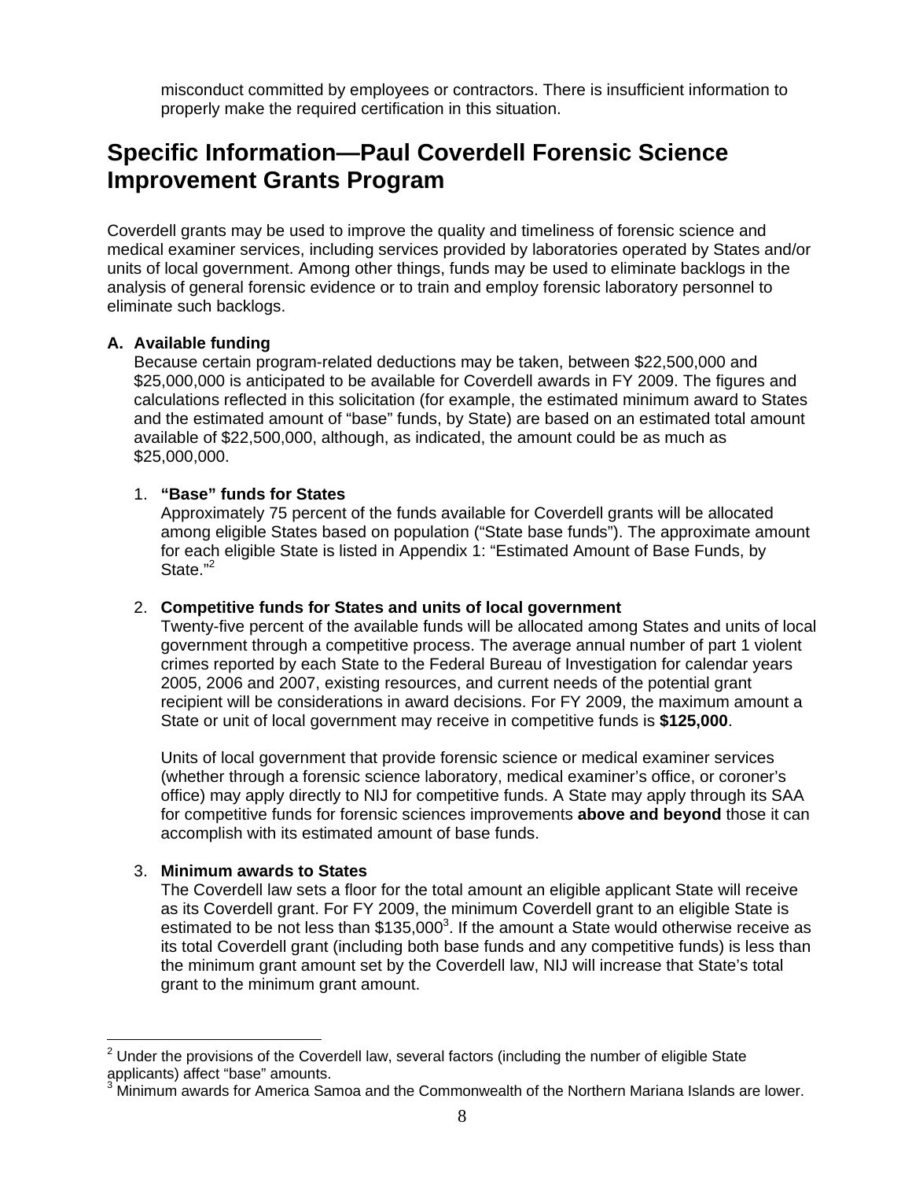misconduct committed by employees or contractors. There is insufficient information to properly make the required certification in this situation.

## Specific Information—Paul Coverdell Forensic Science Improvement Grants Program

Coverdell grants may be used to improve the quality and timeliness of forensic science and medical examiner services, including services provided by laboratories operated by States and/or units of local government. Among other things, funds may be used to eliminate backlogs in the analysis of general forensic evidence or to train and employ forensic laboratory personnel to eliminate such backlogs.

**A. Available funding**

Because certain program-related deductions may be taken, between $22,500,000 and $25,000,000 is anticipated to be available for Coverdell awards in FY 2009. The figures and calculations reflected in this solicitation (for example, the estimated minimum award to States and the estimated amount of "base" funds, by State) are based on an estimated total amount available of $22,500,000, although, as indicated, the amount could be as much as $25,000,000.

1. **"Base" funds for States**

   Approximately 75 percent of the funds available for Coverdell grants will be allocated among eligible States based on population ("State base funds"). The approximate amount for each eligible State is listed in Appendix 1: "Estimated Amount of Base Funds, by State."[2]

2. **Competitive funds for States and units of local government**

   Twenty-five percent of the available funds will be allocated among States and units of local government through a competitive process. The average annual number of part 1 violent crimes reported by each State to the Federal Bureau of Investigation for calendar years 2005, 2006 and 2007, existing resources, and current needs of the potential grant recipient will be considerations in award decisions. For FY 2009, the maximum amount a State or unit of local government may receive in competitive funds is **$125,000**.

   Units of local government that provide forensic science or medical examiner services (whether through a forensic science laboratory, medical examiner's office, or coroner's office) may apply directly to NIJ for competitive funds. A State may apply through its SAA for competitive funds for forensic sciences improvements **above and beyond** those it can accomplish with its estimated amount of base funds.

3. **Minimum awards to States**

   The Coverdell law sets a floor for the total amount an eligible applicant State will receive as its Coverdell grant. For FY 2009, the minimum Coverdell grant to an eligible State is estimated to be not less than $135,000[3]. If the amount a State would otherwise receive as its total Coverdell grant (including both base funds and any competitive funds) is less than the minimum grant amount set by the Coverdell law, NIJ will increase that State's total grant to the minimum grant amount.

---

[2] Under the provisions of the Coverdell law, several factors (including the number of eligible State applicants) affect "base" amounts.

[3] Minimum awards for America Samoa and the Commonwealth of the Northern Mariana Islands are lower.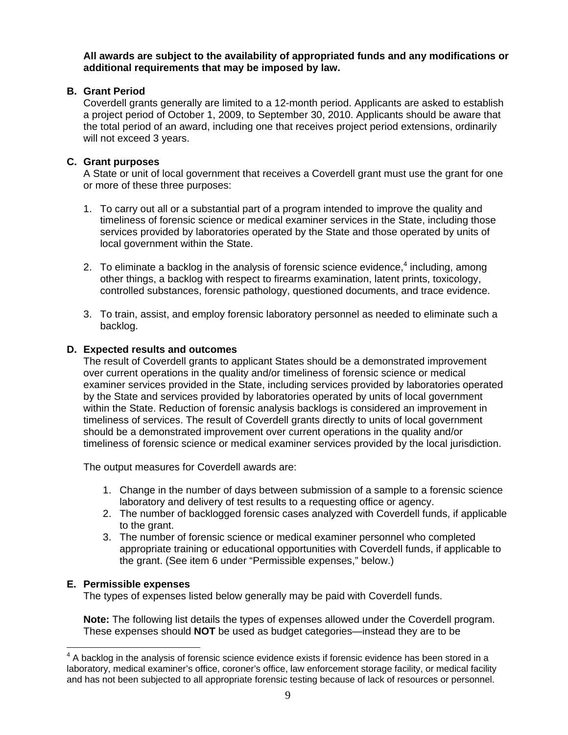**All awards are subject to the availability of appropriated funds and any modifications or additional requirements that may be imposed by law.**

### B. Grant Period

Coverdell grants generally are limited to a 12-month period. Applicants are asked to establish a project period of October 1, 2009, to September 30, 2010. Applicants should be aware that the total period of an award, including one that receives project period extensions, ordinarily will not exceed 3 years.

### C. Grant purposes

A State or unit of local government that receives a Coverdell grant must use the grant for one or more of these three purposes:

1. To carry out all or a substantial part of a program intended to improve the quality and timeliness of forensic science or medical examiner services in the State, including those services provided by laboratories operated by the State and those operated by units of local government within the State.

2. To eliminate a backlog in the analysis of forensic science evidence,[4] including, among other things, a backlog with respect to firearms examination, latent prints, toxicology, controlled substances, forensic pathology, questioned documents, and trace evidence.

3. To train, assist, and employ forensic laboratory personnel as needed to eliminate such a backlog.

### D. Expected results and outcomes

The result of Coverdell grants to applicant States should be a demonstrated improvement over current operations in the quality and/or timeliness of forensic science or medical examiner services provided in the State, including services provided by laboratories operated by the State and services provided by laboratories operated by units of local government within the State. Reduction of forensic analysis backlogs is considered an improvement in timeliness of services. The result of Coverdell grants directly to units of local government should be a demonstrated improvement over current operations in the quality and/or timeliness of forensic science or medical examiner services provided by the local jurisdiction.

The output measures for Coverdell awards are:

1. Change in the number of days between submission of a sample to a forensic science laboratory and delivery of test results to a requesting office or agency.
2. The number of backlogged forensic cases analyzed with Coverdell funds, if applicable to the grant.
3. The number of forensic science or medical examiner personnel who completed appropriate training or educational opportunities with Coverdell funds, if applicable to the grant. (See item 6 under "Permissible expenses," below.)

### E. Permissible expenses

The types of expenses listed below generally may be paid with Coverdell funds.

**Note:** The following list details the types of expenses allowed under the Coverdell program. These expenses should **NOT** be used as budget categories—instead they are to be

[4] A backlog in the analysis of forensic science evidence exists if forensic evidence has been stored in a laboratory, medical examiner's office, coroner's office, law enforcement storage facility, or medical facility and has not been subjected to all appropriate forensic testing because of lack of resources or personnel.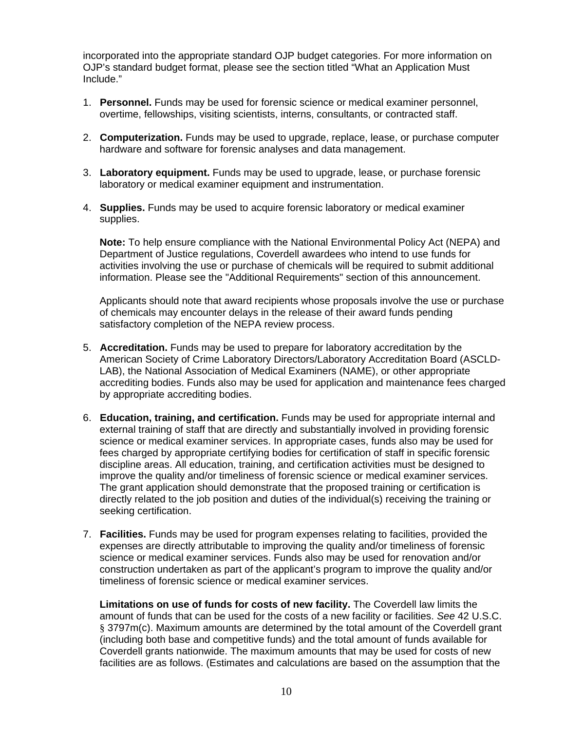incorporated into the appropriate standard OJP budget categories. For more information on OJP's standard budget format, please see the section titled "What an Application Must Include."

1. **Personnel.** Funds may be used for forensic science or medical examiner personnel, overtime, fellowships, visiting scientists, interns, consultants, or contracted staff.

2. **Computerization.** Funds may be used to upgrade, replace, lease, or purchase computer hardware and software for forensic analyses and data management.

3. **Laboratory equipment.** Funds may be used to upgrade, lease, or purchase forensic laboratory or medical examiner equipment and instrumentation.

4. **Supplies.** Funds may be used to acquire forensic laboratory or medical examiner supplies.

   **Note:** To help ensure compliance with the National Environmental Policy Act (NEPA) and Department of Justice regulations, Coverdell awardees who intend to use funds for activities involving the use or purchase of chemicals will be required to submit additional information. Please see the "Additional Requirements" section of this announcement.

   Applicants should note that award recipients whose proposals involve the use or purchase of chemicals may encounter delays in the release of their award funds pending satisfactory completion of the NEPA review process.

5. **Accreditation.** Funds may be used to prepare for laboratory accreditation by the American Society of Crime Laboratory Directors/Laboratory Accreditation Board (ASCLD-LAB), the National Association of Medical Examiners (NAME), or other appropriate accrediting bodies. Funds also may be used for application and maintenance fees charged by appropriate accrediting bodies.

6. **Education, training, and certification.** Funds may be used for appropriate internal and external training of staff that are directly and substantially involved in providing forensic science or medical examiner services. In appropriate cases, funds also may be used for fees charged by appropriate certifying bodies for certification of staff in specific forensic discipline areas. All education, training, and certification activities must be designed to improve the quality and/or timeliness of forensic science or medical examiner services. The grant application should demonstrate that the proposed training or certification is directly related to the job position and duties of the individual(s) receiving the training or seeking certification.

7. **Facilities.** Funds may be used for program expenses relating to facilities, provided the expenses are directly attributable to improving the quality and/or timeliness of forensic science or medical examiner services. Funds also may be used for renovation and/or construction undertaken as part of the applicant's program to improve the quality and/or timeliness of forensic science or medical examiner services.

   **Limitations on use of funds for costs of new facility.** The Coverdell law limits the amount of funds that can be used for the costs of a new facility or facilities. *See* 42 U.S.C. § 3797m(c). Maximum amounts are determined by the total amount of the Coverdell grant (including both base and competitive funds) and the total amount of funds available for Coverdell grants nationwide. The maximum amounts that may be used for costs of new facilities are as follows. (Estimates and calculations are based on the assumption that the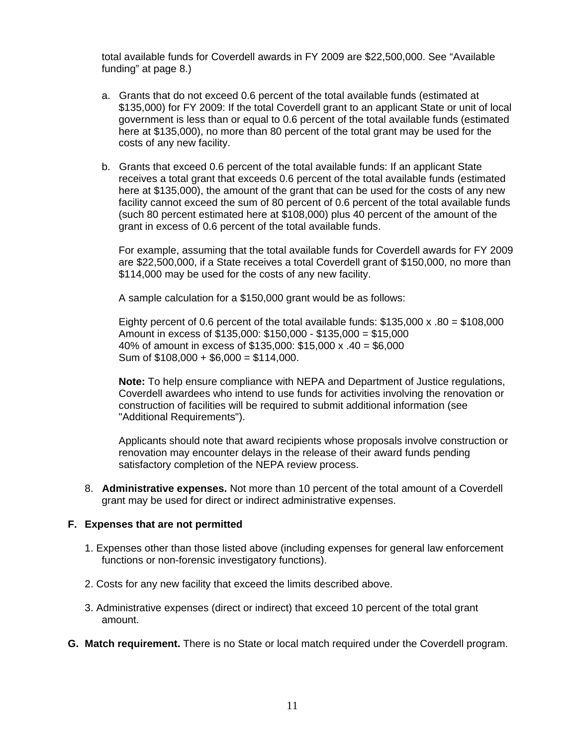total available funds for Coverdell awards in FY 2009 are $22,500,000. See "Available funding" at page 8.)

a. Grants that do not exceed 0.6 percent of the total available funds (estimated at $135,000) for FY 2009: If the total Coverdell grant to an applicant State or unit of local government is less than or equal to 0.6 percent of the total available funds (estimated here at $135,000), no more than 80 percent of the total grant may be used for the costs of any new facility.

b. Grants that exceed 0.6 percent of the total available funds: If an applicant State receives a total grant that exceeds 0.6 percent of the total available funds (estimated here at $135,000), the amount of the grant that can be used for the costs of any new facility cannot exceed the sum of 80 percent of 0.6 percent of the total available funds (such 80 percent estimated here at $108,000) plus 40 percent of the amount of the grant in excess of 0.6 percent of the total available funds.

   For example, assuming that the total available funds for Coverdell awards for FY 2009 are $22,500,000, if a State receives a total Coverdell grant of $150,000, no more than $114,000 may be used for the costs of any new facility.

   A sample calculation for a $150,000 grant would be as follows:

   Eighty percent of 0.6 percent of the total available funds: $135,000 x .80 = $108,000
   Amount in excess of $135,000: $150,000 - $135,000 = $15,000
   40% of amount in excess of $135,000: $15,000 x .40 = $6,000
   Sum of $108,000 + $6,000 = $114,000.

   **Note:** To help ensure compliance with NEPA and Department of Justice regulations, Coverdell awardees who intend to use funds for activities involving the renovation or construction of facilities will be required to submit additional information (see "Additional Requirements").

   Applicants should note that award recipients whose proposals involve construction or renovation may encounter delays in the release of their award funds pending satisfactory completion of the NEPA review process.

8. **Administrative expenses.** Not more than 10 percent of the total amount of a Coverdell grant may be used for direct or indirect administrative expenses.

**F. Expenses that are not permitted**

1. Expenses other than those listed above (including expenses for general law enforcement functions or non-forensic investigatory functions).

2. Costs for any new facility that exceed the limits described above.

3. Administrative expenses (direct or indirect) that exceed 10 percent of the total grant amount.

**G. Match requirement.** There is no State or local match required under the Coverdell program.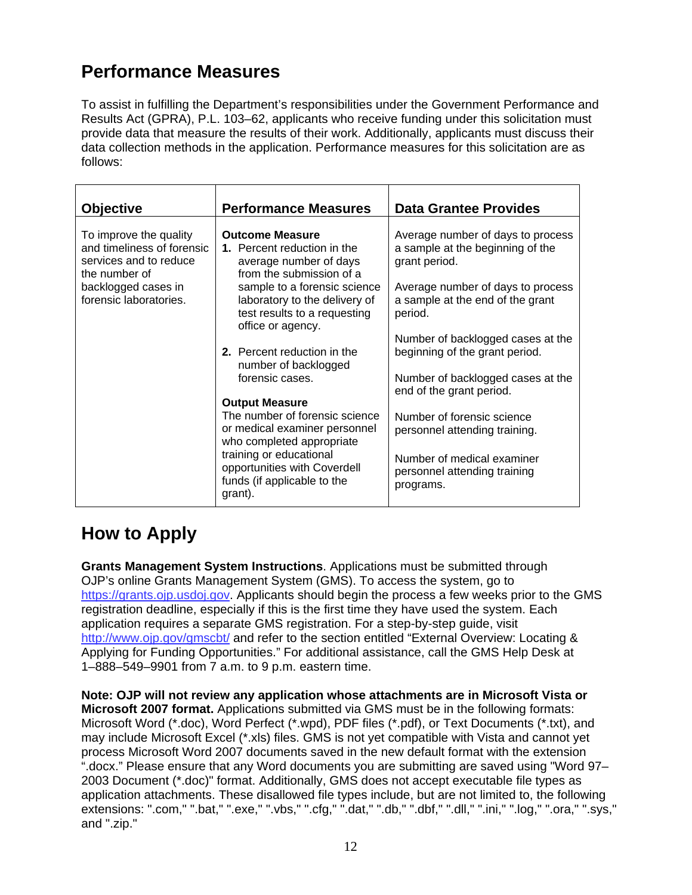## Performance Measures

To assist in fulfilling the Department's responsibilities under the Government Performance and Results Act (GPRA), P.L. 103–62, applicants who receive funding under this solicitation must provide data that measure the results of their work. Additionally, applicants must discuss their data collection methods in the application. Performance measures for this solicitation are as follows:

| Objective | Performance Measures | Data Grantee Provides |
|---|---|---|
| To improve the quality and timeliness of forensic services and to reduce the number of backlogged cases in forensic laboratories. | **Outcome Measure**<br>**1.** Percent reduction in the average number of days from the submission of a sample to a forensic science laboratory to the delivery of test results to a requesting office or agency.<br><br>**2.** Percent reduction in the number of backlogged forensic cases.<br><br>**Output Measure**<br>The number of forensic science or medical examiner personnel who completed appropriate training or educational opportunities with Coverdell funds (if applicable to the grant). | Average number of days to process a sample at the beginning of the grant period.<br><br>Average number of days to process a sample at the end of the grant period.<br><br>Number of backlogged cases at the beginning of the grant period.<br><br>Number of backlogged cases at the end of the grant period.<br><br>Number of forensic science personnel attending training.<br><br>Number of medical examiner personnel attending training programs. |

## How to Apply

**Grants Management System Instructions**. Applications must be submitted through OJP's online Grants Management System (GMS). To access the system, go to https://grants.ojp.usdoj.gov. Applicants should begin the process a few weeks prior to the GMS registration deadline, especially if this is the first time they have used the system. Each application requires a separate GMS registration. For a step-by-step guide, visit http://www.ojp.gov/gmscbt/ and refer to the section entitled "External Overview: Locating & Applying for Funding Opportunities." For additional assistance, call the GMS Help Desk at 1–888–549–9901 from 7 a.m. to 9 p.m. eastern time.

**Note: OJP will not review any application whose attachments are in Microsoft Vista or Microsoft 2007 format.** Applications submitted via GMS must be in the following formats: Microsoft Word (*.doc), Word Perfect (*.wpd), PDF files (*.pdf), or Text Documents (*.txt), and may include Microsoft Excel (*.xls) files. GMS is not yet compatible with Vista and cannot yet process Microsoft Word 2007 documents saved in the new default format with the extension ".docx." Please ensure that any Word documents you are submitting are saved using "Word 97–2003 Document (*.doc)" format. Additionally, GMS does not accept executable file types as application attachments. These disallowed file types include, but are not limited to, the following extensions: ".com," ".bat," ".exe," ".vbs," ".cfg," ".dat," ".db," ".dbf," ".dll," ".ini," ".log," ".ora," ".sys," and ".zip."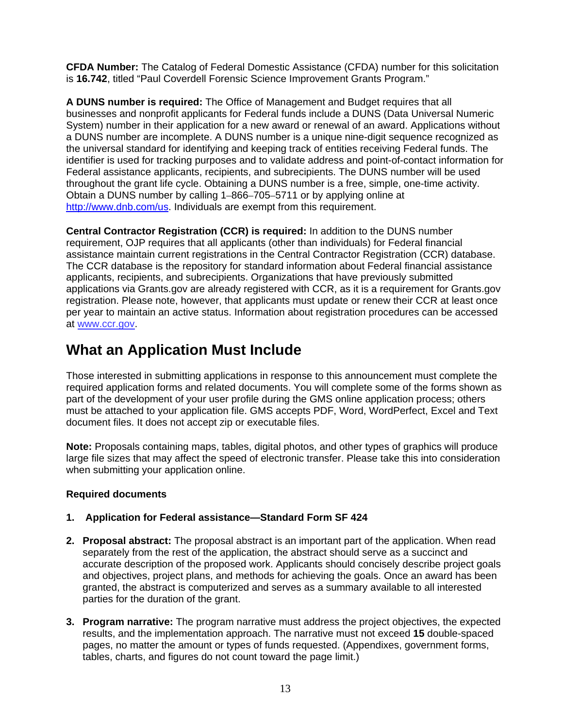**CFDA Number:** The Catalog of Federal Domestic Assistance (CFDA) number for this solicitation is **16.742**, titled "Paul Coverdell Forensic Science Improvement Grants Program."

**A DUNS number is required:** The Office of Management and Budget requires that all businesses and nonprofit applicants for Federal funds include a DUNS (Data Universal Numeric System) number in their application for a new award or renewal of an award. Applications without a DUNS number are incomplete. A DUNS number is a unique nine-digit sequence recognized as the universal standard for identifying and keeping track of entities receiving Federal funds. The identifier is used for tracking purposes and to validate address and point-of-contact information for Federal assistance applicants, recipients, and subrecipients. The DUNS number will be used throughout the grant life cycle. Obtaining a DUNS number is a free, simple, one-time activity. Obtain a DUNS number by calling 1–866–705–5711 or by applying online at http://www.dnb.com/us. Individuals are exempt from this requirement.

**Central Contractor Registration (CCR) is required:** In addition to the DUNS number requirement, OJP requires that all applicants (other than individuals) for Federal financial assistance maintain current registrations in the Central Contractor Registration (CCR) database. The CCR database is the repository for standard information about Federal financial assistance applicants, recipients, and subrecipients. Organizations that have previously submitted applications via Grants.gov are already registered with CCR, as it is a requirement for Grants.gov registration. Please note, however, that applicants must update or renew their CCR at least once per year to maintain an active status. Information about registration procedures can be accessed at www.ccr.gov.

## What an Application Must Include

Those interested in submitting applications in response to this announcement must complete the required application forms and related documents. You will complete some of the forms shown as part of the development of your user profile during the GMS online application process; others must be attached to your application file. GMS accepts PDF, Word, WordPerfect, Excel and Text document files. It does not accept zip or executable files.

**Note:** Proposals containing maps, tables, digital photos, and other types of graphics will produce large file sizes that may affect the speed of electronic transfer. Please take this into consideration when submitting your application online.

**Required documents**

1. **Application for Federal assistance—Standard Form SF 424**

2. **Proposal abstract:** The proposal abstract is an important part of the application. When read separately from the rest of the application, the abstract should serve as a succinct and accurate description of the proposed work. Applicants should concisely describe project goals and objectives, project plans, and methods for achieving the goals. Once an award has been granted, the abstract is computerized and serves as a summary available to all interested parties for the duration of the grant.

3. **Program narrative:** The program narrative must address the project objectives, the expected results, and the implementation approach. The narrative must not exceed **15** double-spaced pages, no matter the amount or types of funds requested. (Appendixes, government forms, tables, charts, and figures do not count toward the page limit.)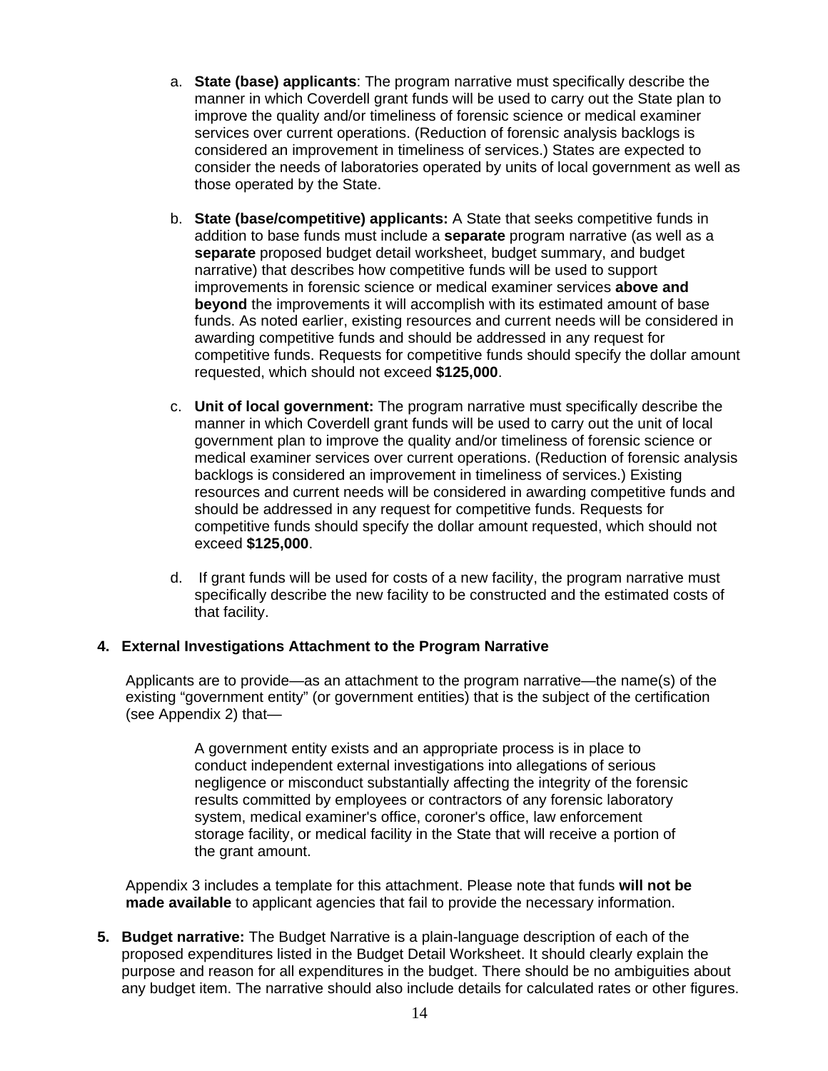a. **State (base) applicants**: The program narrative must specifically describe the manner in which Coverdell grant funds will be used to carry out the State plan to improve the quality and/or timeliness of forensic science or medical examiner services over current operations. (Reduction of forensic analysis backlogs is considered an improvement in timeliness of services.) States are expected to consider the needs of laboratories operated by units of local government as well as those operated by the State.

b. **State (base/competitive) applicants:** A State that seeks competitive funds in addition to base funds must include a **separate** program narrative (as well as a **separate** proposed budget detail worksheet, budget summary, and budget narrative) that describes how competitive funds will be used to support improvements in forensic science or medical examiner services **above and beyond** the improvements it will accomplish with its estimated amount of base funds. As noted earlier, existing resources and current needs will be considered in awarding competitive funds and should be addressed in any request for competitive funds. Requests for competitive funds should specify the dollar amount requested, which should not exceed **$125,000**.

c. **Unit of local government:** The program narrative must specifically describe the manner in which Coverdell grant funds will be used to carry out the unit of local government plan to improve the quality and/or timeliness of forensic science or medical examiner services over current operations. (Reduction of forensic analysis backlogs is considered an improvement in timeliness of services.) Existing resources and current needs will be considered in awarding competitive funds and should be addressed in any request for competitive funds. Requests for competitive funds should specify the dollar amount requested, which should not exceed **$125,000**.

d. If grant funds will be used for costs of a new facility, the program narrative must specifically describe the new facility to be constructed and the estimated costs of that facility.

**4. External Investigations Attachment to the Program Narrative**

Applicants are to provide—as an attachment to the program narrative—the name(s) of the existing "government entity" (or government entities) that is the subject of the certification (see Appendix 2) that—

> A government entity exists and an appropriate process is in place to conduct independent external investigations into allegations of serious negligence or misconduct substantially affecting the integrity of the forensic results committed by employees or contractors of any forensic laboratory system, medical examiner's office, coroner's office, law enforcement storage facility, or medical facility in the State that will receive a portion of the grant amount.

Appendix 3 includes a template for this attachment. Please note that funds **will not be made available** to applicant agencies that fail to provide the necessary information.

**5. Budget narrative:** The Budget Narrative is a plain-language description of each of the proposed expenditures listed in the Budget Detail Worksheet. It should clearly explain the purpose and reason for all expenditures in the budget. There should be no ambiguities about any budget item. The narrative should also include details for calculated rates or other figures.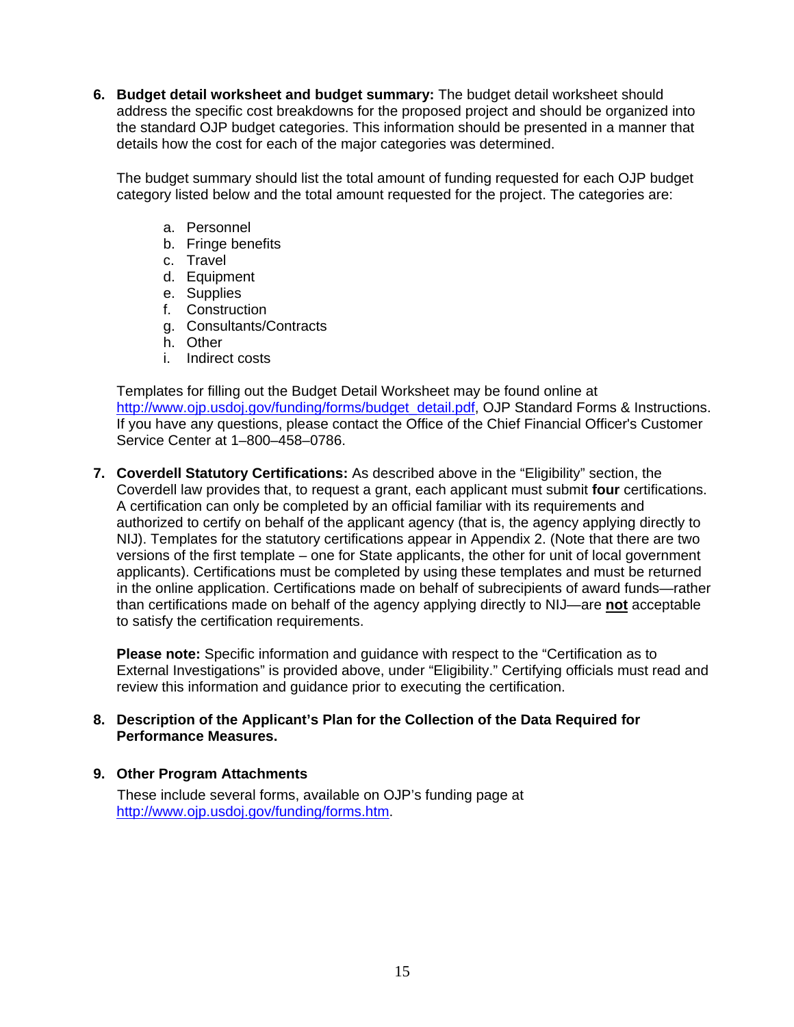6. **Budget detail worksheet and budget summary:** The budget detail worksheet should address the specific cost breakdowns for the proposed project and should be organized into the standard OJP budget categories. This information should be presented in a manner that details how the cost for each of the major categories was determined.

   The budget summary should list the total amount of funding requested for each OJP budget category listed below and the total amount requested for the project. The categories are:

   a. Personnel
   b. Fringe benefits
   c. Travel
   d. Equipment
   e. Supplies
   f. Construction
   g. Consultants/Contracts
   h. Other
   i. Indirect costs

   Templates for filling out the Budget Detail Worksheet may be found online at http://www.ojp.usdoj.gov/funding/forms/budget_detail.pdf, OJP Standard Forms & Instructions. If you have any questions, please contact the Office of the Chief Financial Officer's Customer Service Center at 1–800–458–0786.

7. **Coverdell Statutory Certifications:** As described above in the "Eligibility" section, the Coverdell law provides that, to request a grant, each applicant must submit **four** certifications. A certification can only be completed by an official familiar with its requirements and authorized to certify on behalf of the applicant agency (that is, the agency applying directly to NIJ). Templates for the statutory certifications appear in Appendix 2. (Note that there are two versions of the first template – one for State applicants, the other for unit of local government applicants). Certifications must be completed by using these templates and must be returned in the online application. Certifications made on behalf of subrecipients of award funds—rather than certifications made on behalf of the agency applying directly to NIJ—are **not** acceptable to satisfy the certification requirements.

   **Please note:** Specific information and guidance with respect to the "Certification as to External Investigations" is provided above, under "Eligibility." Certifying officials must read and review this information and guidance prior to executing the certification.

8. **Description of the Applicant's Plan for the Collection of the Data Required for Performance Measures.**

9. **Other Program Attachments**

   These include several forms, available on OJP's funding page at http://www.ojp.usdoj.gov/funding/forms.htm.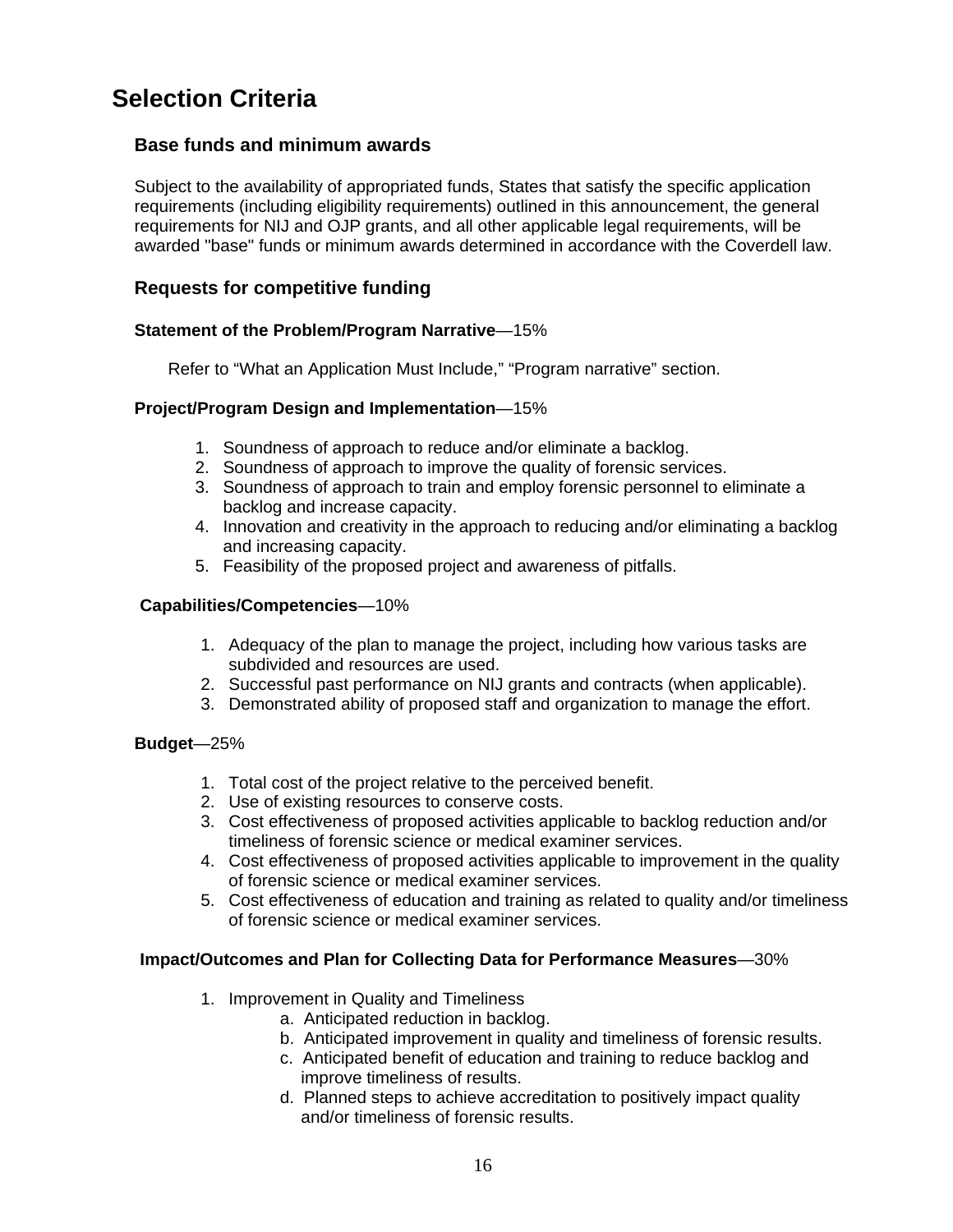# Selection Criteria

## Base funds and minimum awards

Subject to the availability of appropriated funds, States that satisfy the specific application requirements (including eligibility requirements) outlined in this announcement, the general requirements for NIJ and OJP grants, and all other applicable legal requirements, will be awarded "base" funds or minimum awards determined in accordance with the Coverdell law.

## Requests for competitive funding

**Statement of the Problem/Program Narrative**—15%

Refer to “What an Application Must Include,” “Program narrative” section.

**Project/Program Design and Implementation**—15%

1. Soundness of approach to reduce and/or eliminate a backlog.
2. Soundness of approach to improve the quality of forensic services.
3. Soundness of approach to train and employ forensic personnel to eliminate a backlog and increase capacity.
4. Innovation and creativity in the approach to reducing and/or eliminating a backlog and increasing capacity.
5. Feasibility of the proposed project and awareness of pitfalls.

**Capabilities/Competencies**—10%

1. Adequacy of the plan to manage the project, including how various tasks are subdivided and resources are used.
2. Successful past performance on NIJ grants and contracts (when applicable).
3. Demonstrated ability of proposed staff and organization to manage the effort.

**Budget**—25%

1. Total cost of the project relative to the perceived benefit.
2. Use of existing resources to conserve costs.
3. Cost effectiveness of proposed activities applicable to backlog reduction and/or timeliness of forensic science or medical examiner services.
4. Cost effectiveness of proposed activities applicable to improvement in the quality of forensic science or medical examiner services.
5. Cost effectiveness of education and training as related to quality and/or timeliness of forensic science or medical examiner services.

**Impact/Outcomes and Plan for Collecting Data for Performance Measures**—30%

1. Improvement in Quality and Timeliness
   a. Anticipated reduction in backlog.
   b. Anticipated improvement in quality and timeliness of forensic results.
   c. Anticipated benefit of education and training to reduce backlog and improve timeliness of results.
   d. Planned steps to achieve accreditation to positively impact quality and/or timeliness of forensic results.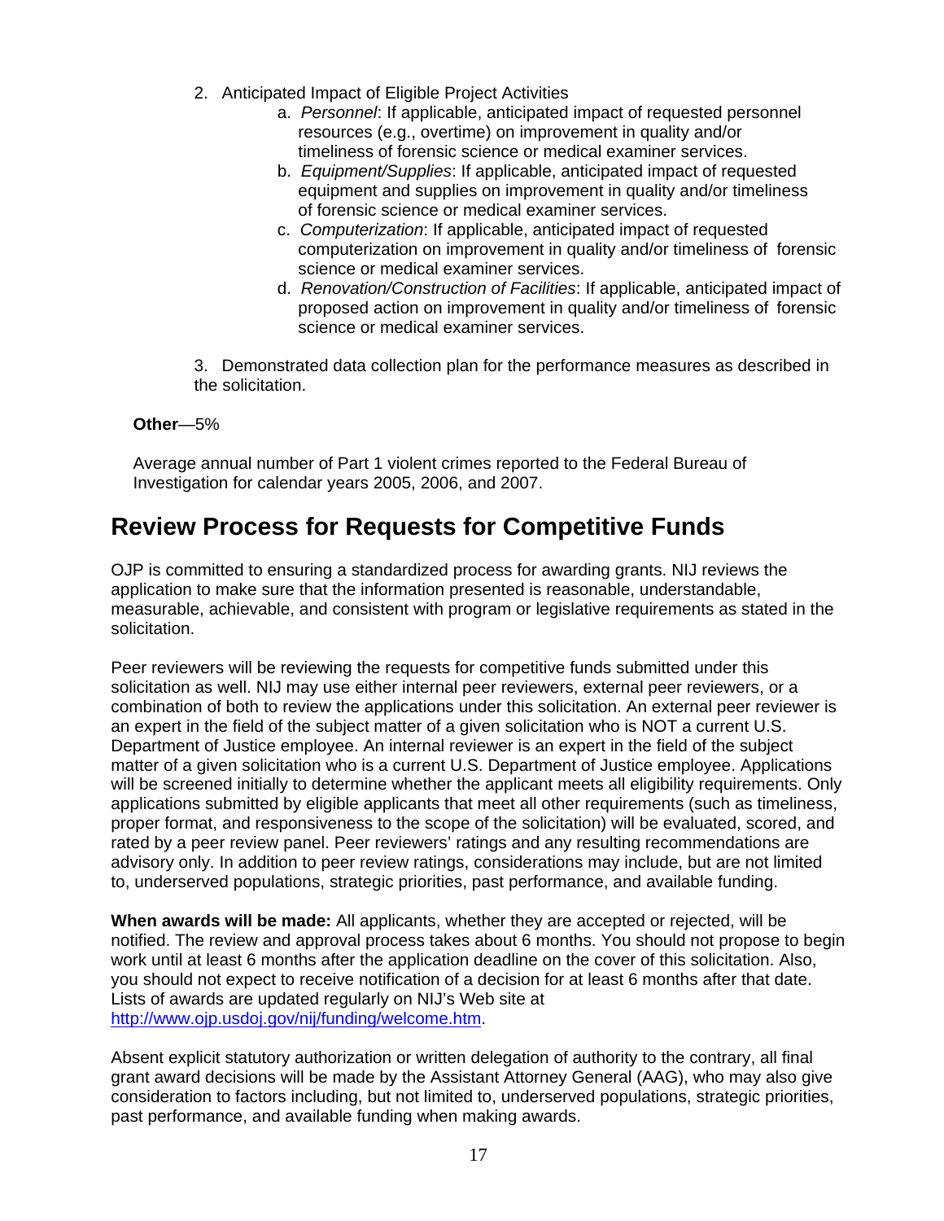2. Anticipated Impact of Eligible Project Activities
    a. *Personnel*: If applicable, anticipated impact of requested personnel resources (e.g., overtime) on improvement in quality and/or timeliness of forensic science or medical examiner services.
    b. *Equipment/Supplies*: If applicable, anticipated impact of requested equipment and supplies on improvement in quality and/or timeliness of forensic science or medical examiner services.
    c. *Computerization*: If applicable, anticipated impact of requested computerization on improvement in quality and/or timeliness of forensic science or medical examiner services.
    d. *Renovation/Construction of Facilities*: If applicable, anticipated impact of proposed action on improvement in quality and/or timeliness of forensic science or medical examiner services.

3. Demonstrated data collection plan for the performance measures as described in the solicitation.

**Other**—5%

Average annual number of Part 1 violent crimes reported to the Federal Bureau of Investigation for calendar years 2005, 2006, and 2007.

## Review Process for Requests for Competitive Funds

OJP is committed to ensuring a standardized process for awarding grants. NIJ reviews the application to make sure that the information presented is reasonable, understandable, measurable, achievable, and consistent with program or legislative requirements as stated in the solicitation.

Peer reviewers will be reviewing the requests for competitive funds submitted under this solicitation as well. NIJ may use either internal peer reviewers, external peer reviewers, or a combination of both to review the applications under this solicitation. An external peer reviewer is an expert in the field of the subject matter of a given solicitation who is NOT a current U.S. Department of Justice employee. An internal reviewer is an expert in the field of the subject matter of a given solicitation who is a current U.S. Department of Justice employee. Applications will be screened initially to determine whether the applicant meets all eligibility requirements. Only applications submitted by eligible applicants that meet all other requirements (such as timeliness, proper format, and responsiveness to the scope of the solicitation) will be evaluated, scored, and rated by a peer review panel. Peer reviewers' ratings and any resulting recommendations are advisory only. In addition to peer review ratings, considerations may include, but are not limited to, underserved populations, strategic priorities, past performance, and available funding.

**When awards will be made:** All applicants, whether they are accepted or rejected, will be notified. The review and approval process takes about 6 months. You should not propose to begin work until at least 6 months after the application deadline on the cover of this solicitation. Also, you should not expect to receive notification of a decision for at least 6 months after that date. Lists of awards are updated regularly on NIJ's Web site at [http://www.ojp.usdoj.gov/nij/funding/welcome.htm](http://www.ojp.usdoj.gov/nij/funding/welcome.htm).

Absent explicit statutory authorization or written delegation of authority to the contrary, all final grant award decisions will be made by the Assistant Attorney General (AAG), who may also give consideration to factors including, but not limited to, underserved populations, strategic priorities, past performance, and available funding when making awards.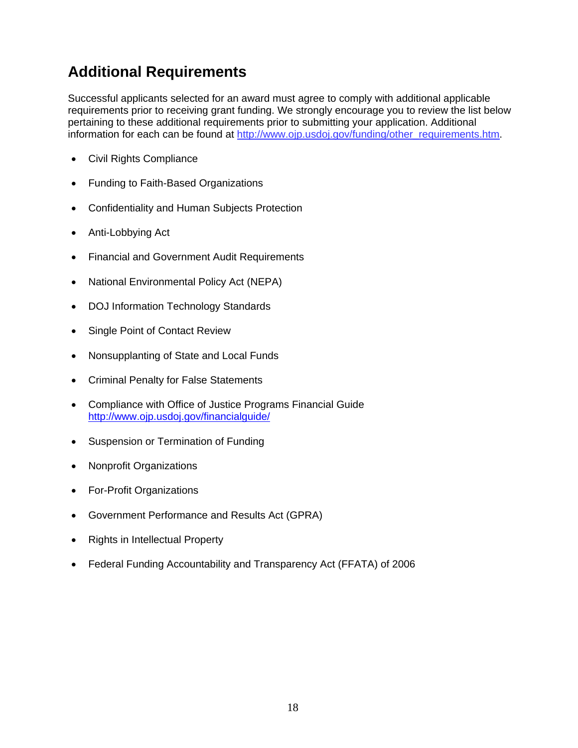## Additional Requirements

Successful applicants selected for an award must agree to comply with additional applicable requirements prior to receiving grant funding. We strongly encourage you to review the list below pertaining to these additional requirements prior to submitting your application. Additional information for each can be found at http://www.ojp.usdoj.gov/funding/other_requirements.htm.

- Civil Rights Compliance
- Funding to Faith-Based Organizations
- Confidentiality and Human Subjects Protection
- Anti-Lobbying Act
- Financial and Government Audit Requirements
- National Environmental Policy Act (NEPA)
- DOJ Information Technology Standards
- Single Point of Contact Review
- Nonsupplanting of State and Local Funds
- Criminal Penalty for False Statements
- Compliance with Office of Justice Programs Financial Guide http://www.ojp.usdoj.gov/financialguide/
- Suspension or Termination of Funding
- Nonprofit Organizations
- For-Profit Organizations
- Government Performance and Results Act (GPRA)
- Rights in Intellectual Property
- Federal Funding Accountability and Transparency Act (FFATA) of 2006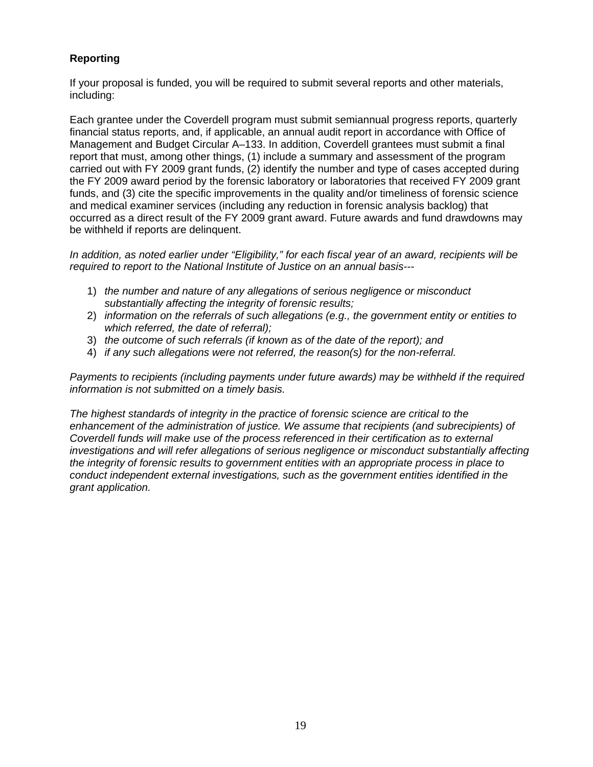**Reporting**

If your proposal is funded, you will be required to submit several reports and other materials, including:

Each grantee under the Coverdell program must submit semiannual progress reports, quarterly financial status reports, and, if applicable, an annual audit report in accordance with Office of Management and Budget Circular A–133. In addition, Coverdell grantees must submit a final report that must, among other things, (1) include a summary and assessment of the program carried out with FY 2009 grant funds, (2) identify the number and type of cases accepted during the FY 2009 award period by the forensic laboratory or laboratories that received FY 2009 grant funds, and (3) cite the specific improvements in the quality and/or timeliness of forensic science and medical examiner services (including any reduction in forensic analysis backlog) that occurred as a direct result of the FY 2009 grant award. Future awards and fund drawdowns may be withheld if reports are delinquent.

*In addition, as noted earlier under "Eligibility," for each fiscal year of an award, recipients will be required to report to the National Institute of Justice on an annual basis---*

1) *the number and nature of any allegations of serious negligence or misconduct substantially affecting the integrity of forensic results;*
2) *information on the referrals of such allegations (e.g., the government entity or entities to which referred, the date of referral);*
3) *the outcome of such referrals (if known as of the date of the report); and*
4) *if any such allegations were not referred, the reason(s) for the non-referral.*

*Payments to recipients (including payments under future awards) may be withheld if the required information is not submitted on a timely basis.*

*The highest standards of integrity in the practice of forensic science are critical to the enhancement of the administration of justice. We assume that recipients (and subrecipients) of Coverdell funds will make use of the process referenced in their certification as to external investigations and will refer allegations of serious negligence or misconduct substantially affecting the integrity of forensic results to government entities with an appropriate process in place to conduct independent external investigations, such as the government entities identified in the grant application.*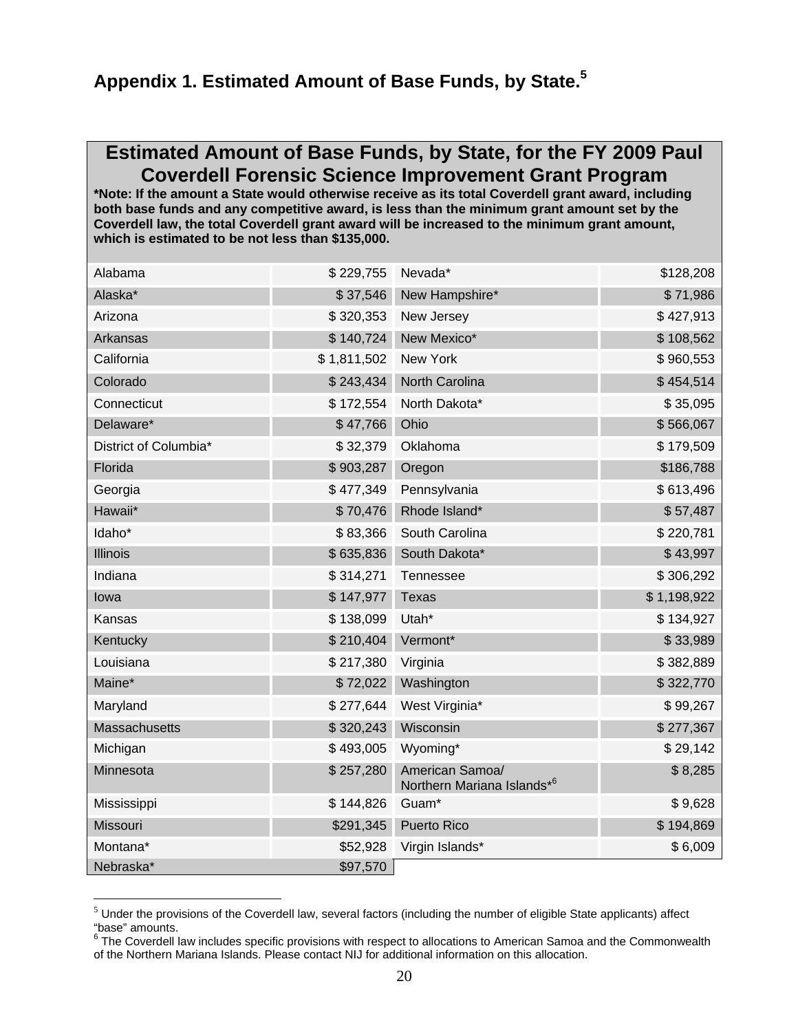## Appendix 1. Estimated Amount of Base Funds, by State.[5]

### Estimated Amount of Base Funds, by State, for the FY 2009 Paul Coverdell Forensic Science Improvement Grant Program

**\*Note: If the amount a State would otherwise receive as its total Coverdell grant award, including both base funds and any competitive award, is less than the minimum grant amount set by the Coverdell law, the total Coverdell grant award will be increased to the minimum grant amount, which is estimated to be not less than $135,000.**

| State | Amount | State | Amount |
|---|---|---|---|
| Alabama | $ 229,755 | Nevada* | $128,208 |
| Alaska* | $ 37,546 | New Hampshire* | $ 71,986 |
| Arizona | $ 320,353 | New Jersey | $ 427,913 |
| Arkansas | $ 140,724 | New Mexico* | $ 108,562 |
| California | $ 1,811,502 | New York | $ 960,553 |
| Colorado | $ 243,434 | North Carolina | $ 454,514 |
| Connecticut | $ 172,554 | North Dakota* | $ 35,095 |
| Delaware* | $ 47,766 | Ohio | $ 566,067 |
| District of Columbia* | $ 32,379 | Oklahoma | $ 179,509 |
| Florida | $ 903,287 | Oregon | $186,788 |
| Georgia | $ 477,349 | Pennsylvania | $ 613,496 |
| Hawaii* | $ 70,476 | Rhode Island* | $ 57,487 |
| Idaho* | $ 83,366 | South Carolina | $ 220,781 |
| Illinois | $ 635,836 | South Dakota* | $ 43,997 |
| Indiana | $ 314,271 | Tennessee | $ 306,292 |
| Iowa | $ 147,977 | Texas | $ 1,198,922 |
| Kansas | $ 138,099 | Utah* | $ 134,927 |
| Kentucky | $ 210,404 | Vermont* | $ 33,989 |
| Louisiana | $ 217,380 | Virginia | $ 382,889 |
| Maine* | $ 72,022 | Washington | $ 322,770 |
| Maryland | $ 277,644 | West Virginia* | $ 99,267 |
| Massachusetts | $ 320,243 | Wisconsin | $ 277,367 |
| Michigan | $ 493,005 | Wyoming* | $ 29,142 |
| Minnesota | $ 257,280 | American Samoa/ Northern Mariana Islands*[6] | $ 8,285 |
| Mississippi | $ 144,826 | Guam* | $ 9,628 |
| Missouri | $291,345 | Puerto Rico | $ 194,869 |
| Montana* | $52,928 | Virgin Islands* | $ 6,009 |
| Nebraska* | $97,570 | | |

[5] Under the provisions of the Coverdell law, several factors (including the number of eligible State applicants) affect "base" amounts.

[6] The Coverdell law includes specific provisions with respect to allocations to American Samoa and the Commonwealth of the Northern Mariana Islands. Please contact NIJ for additional information on this allocation.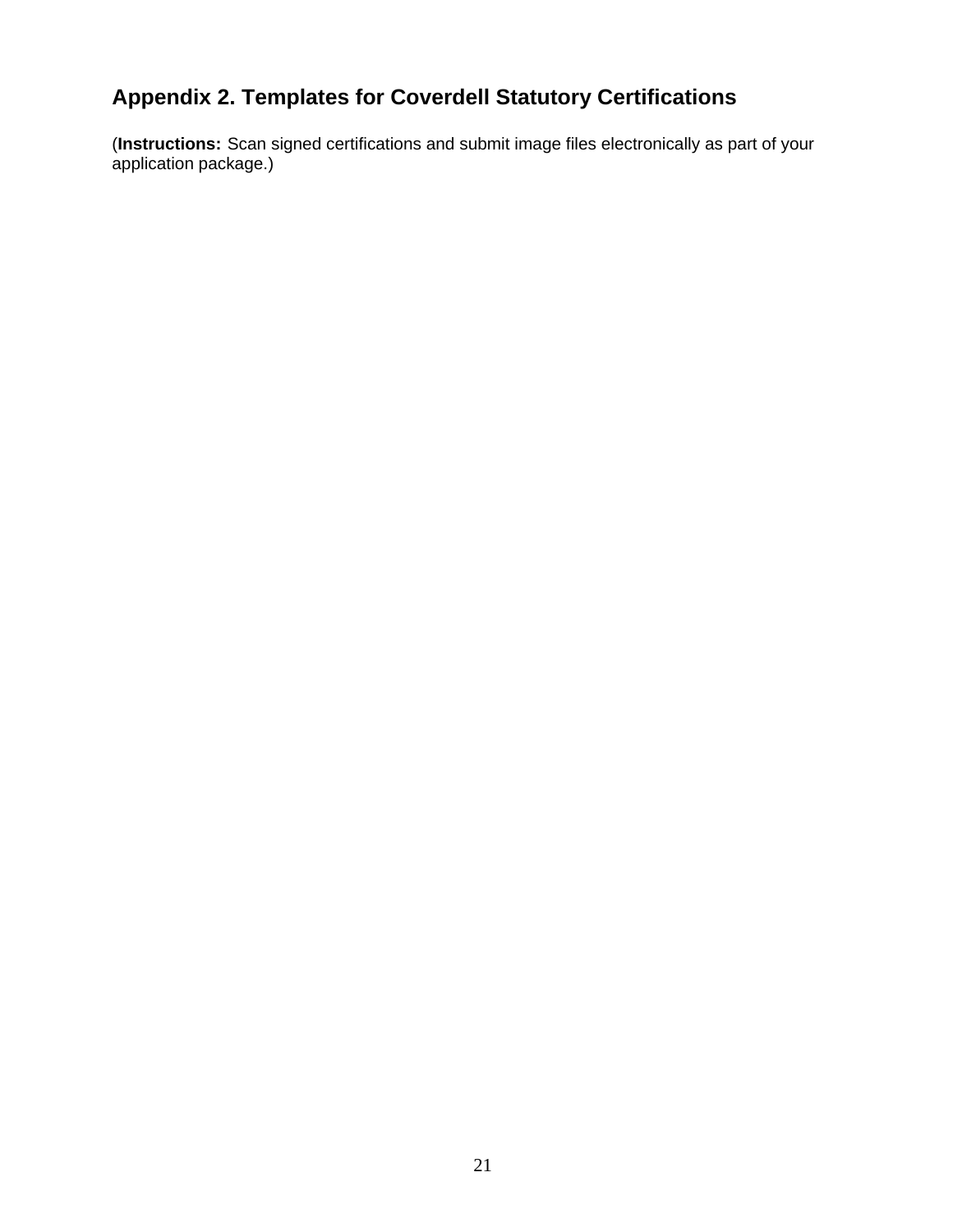## Appendix 2. Templates for Coverdell Statutory Certifications

(**Instructions:** Scan signed certifications and submit image files electronically as part of your application package.)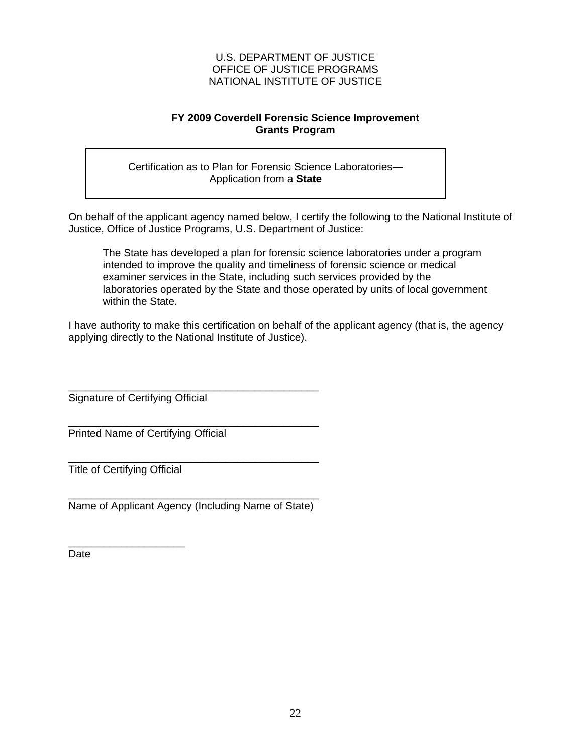U.S. DEPARTMENT OF JUSTICE
OFFICE OF JUSTICE PROGRAMS
NATIONAL INSTITUTE OF JUSTICE

**FY 2009 Coverdell Forensic Science Improvement Grants Program**

Certification as to Plan for Forensic Science Laboratories—
Application from a **State**

On behalf of the applicant agency named below, I certify the following to the National Institute of Justice, Office of Justice Programs, U.S. Department of Justice:

> The State has developed a plan for forensic science laboratories under a program intended to improve the quality and timeliness of forensic science or medical examiner services in the State, including such services provided by the laboratories operated by the State and those operated by units of local government within the State.

I have authority to make this certification on behalf of the applicant agency (that is, the agency applying directly to the National Institute of Justice).

_____________________________________________
Signature of Certifying Official

_____________________________________________
Printed Name of Certifying Official

_____________________________________________
Title of Certifying Official

_____________________________________________
Name of Applicant Agency (Including Name of State)

____________________
Date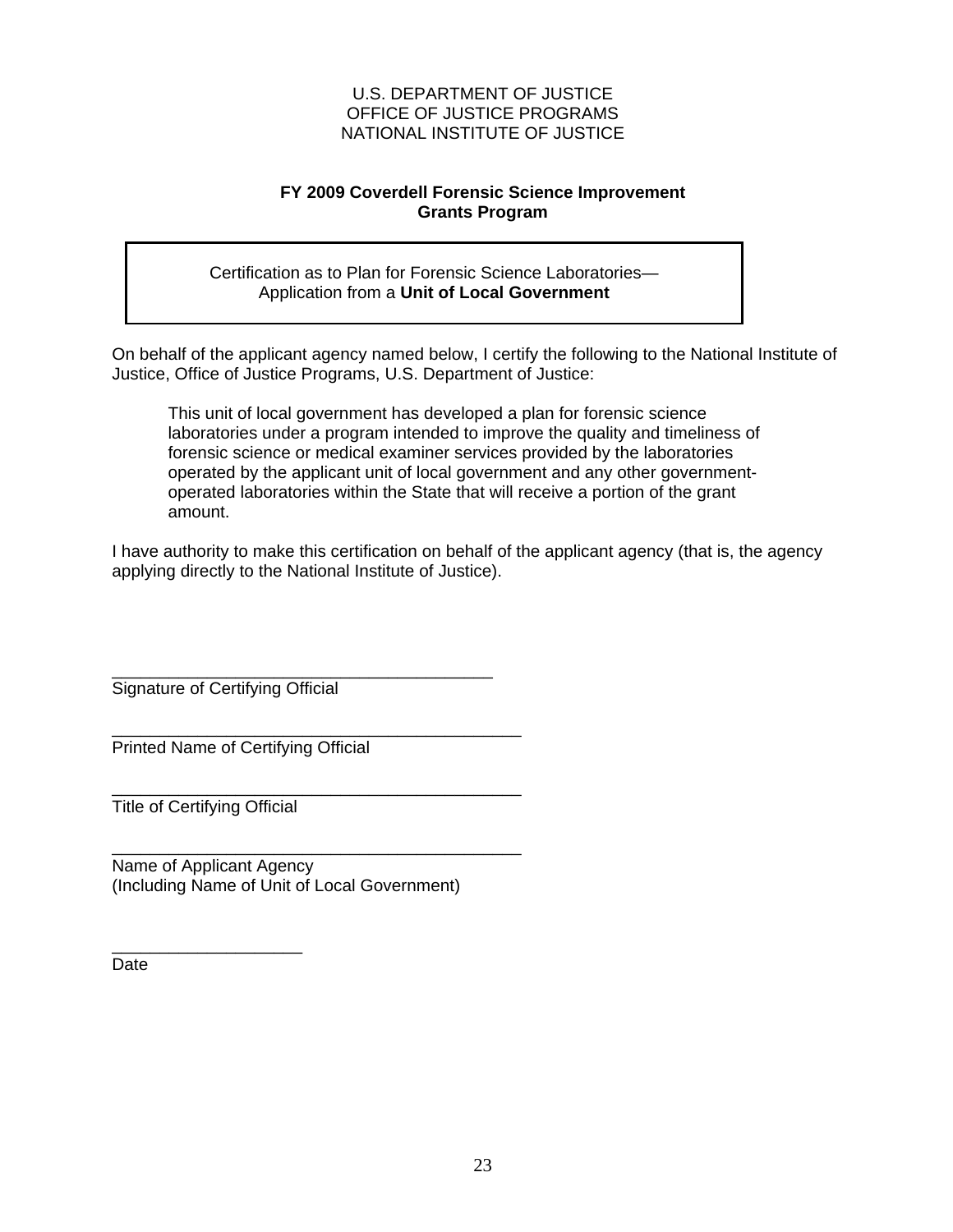U.S. DEPARTMENT OF JUSTICE
OFFICE OF JUSTICE PROGRAMS
NATIONAL INSTITUTE OF JUSTICE

**FY 2009 Coverdell Forensic Science Improvement Grants Program**

Certification as to Plan for Forensic Science Laboratories—
Application from a **Unit of Local Government**

On behalf of the applicant agency named below, I certify the following to the National Institute of Justice, Office of Justice Programs, U.S. Department of Justice:

> This unit of local government has developed a plan for forensic science laboratories under a program intended to improve the quality and timeliness of forensic science or medical examiner services provided by the laboratories operated by the applicant unit of local government and any other government-operated laboratories within the State that will receive a portion of the grant amount.

I have authority to make this certification on behalf of the applicant agency (that is, the agency applying directly to the National Institute of Justice).

\_\_\_\_\_\_\_\_\_\_\_\_\_\_\_\_\_\_\_\_\_\_\_\_\_\_\_\_\_\_\_\_\_\_\_\_\_\_\_\_
Signature of Certifying Official

\_\_\_\_\_\_\_\_\_\_\_\_\_\_\_\_\_\_\_\_\_\_\_\_\_\_\_\_\_\_\_\_\_\_\_\_\_\_\_\_\_\_\_
Printed Name of Certifying Official

\_\_\_\_\_\_\_\_\_\_\_\_\_\_\_\_\_\_\_\_\_\_\_\_\_\_\_\_\_\_\_\_\_\_\_\_\_\_\_\_\_\_\_
Title of Certifying Official

\_\_\_\_\_\_\_\_\_\_\_\_\_\_\_\_\_\_\_\_\_\_\_\_\_\_\_\_\_\_\_\_\_\_\_\_\_\_\_\_\_\_\_
Name of Applicant Agency
(Including Name of Unit of Local Government)

\_\_\_\_\_\_\_\_\_\_\_\_\_\_\_\_\_\_\_\_
Date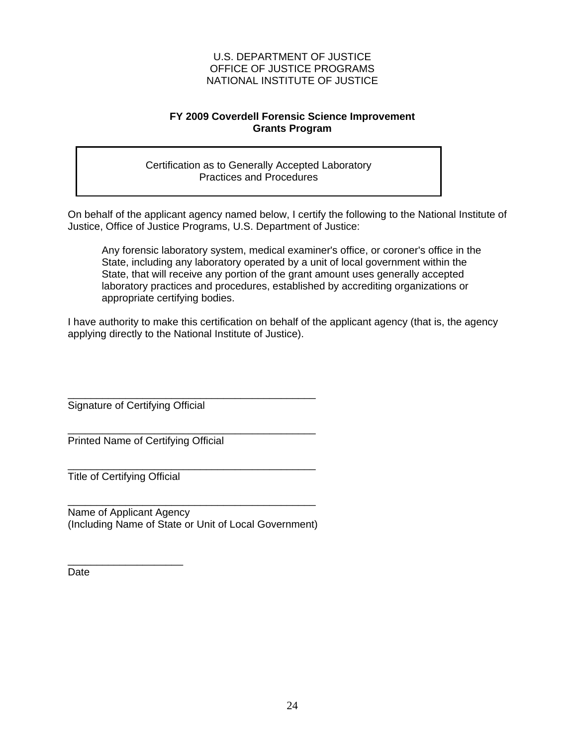U.S. DEPARTMENT OF JUSTICE
OFFICE OF JUSTICE PROGRAMS
NATIONAL INSTITUTE OF JUSTICE

**FY 2009 Coverdell Forensic Science Improvement Grants Program**

| Certification as to Generally Accepted Laboratory Practices and Procedures |
|---|

On behalf of the applicant agency named below, I certify the following to the National Institute of Justice, Office of Justice Programs, U.S. Department of Justice:

> Any forensic laboratory system, medical examiner's office, or coroner's office in the State, including any laboratory operated by a unit of local government within the State, that will receive any portion of the grant amount uses generally accepted laboratory practices and procedures, established by accrediting organizations or appropriate certifying bodies.

I have authority to make this certification on behalf of the applicant agency (that is, the agency applying directly to the National Institute of Justice).

_____________________________________________
Signature of Certifying Official

_____________________________________________
Printed Name of Certifying Official

_____________________________________________
Title of Certifying Official

_____________________________________________
Name of Applicant Agency
(Including Name of State or Unit of Local Government)

____________________
Date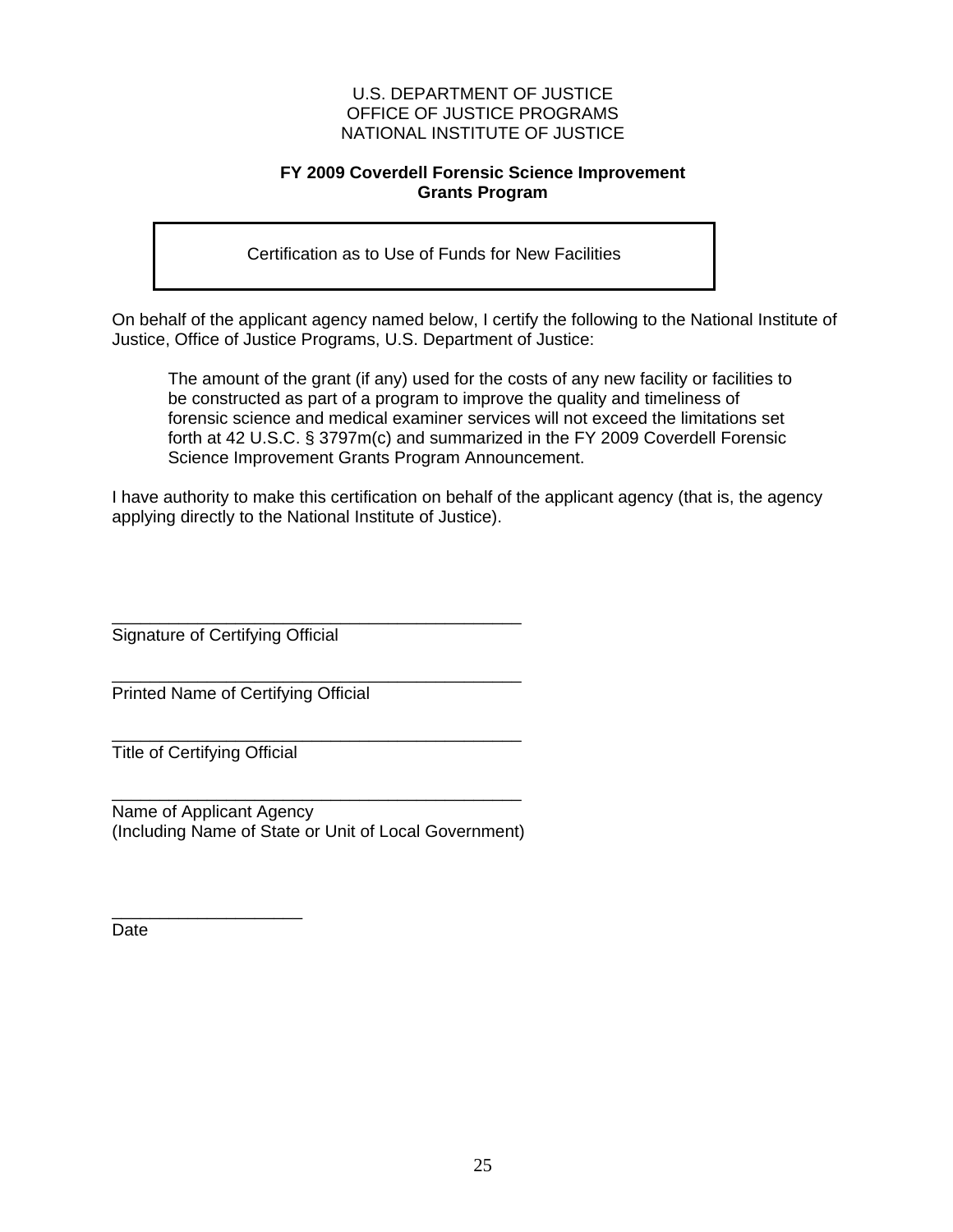U.S. DEPARTMENT OF JUSTICE
OFFICE OF JUSTICE PROGRAMS
NATIONAL INSTITUTE OF JUSTICE

**FY 2009 Coverdell Forensic Science Improvement Grants Program**

| Certification as to Use of Funds for New Facilities |
|---|

On behalf of the applicant agency named below, I certify the following to the National Institute of Justice, Office of Justice Programs, U.S. Department of Justice:

> The amount of the grant (if any) used for the costs of any new facility or facilities to be constructed as part of a program to improve the quality and timeliness of forensic science and medical examiner services will not exceed the limitations set forth at 42 U.S.C. § 3797m(c) and summarized in the FY 2009 Coverdell Forensic Science Improvement Grants Program Announcement.

I have authority to make this certification on behalf of the applicant agency (that is, the agency applying directly to the National Institute of Justice).

_____________________________________________
Signature of Certifying Official

_____________________________________________
Printed Name of Certifying Official

_____________________________________________
Title of Certifying Official

_____________________________________________
Name of Applicant Agency
(Including Name of State or Unit of Local Government)

____________________
Date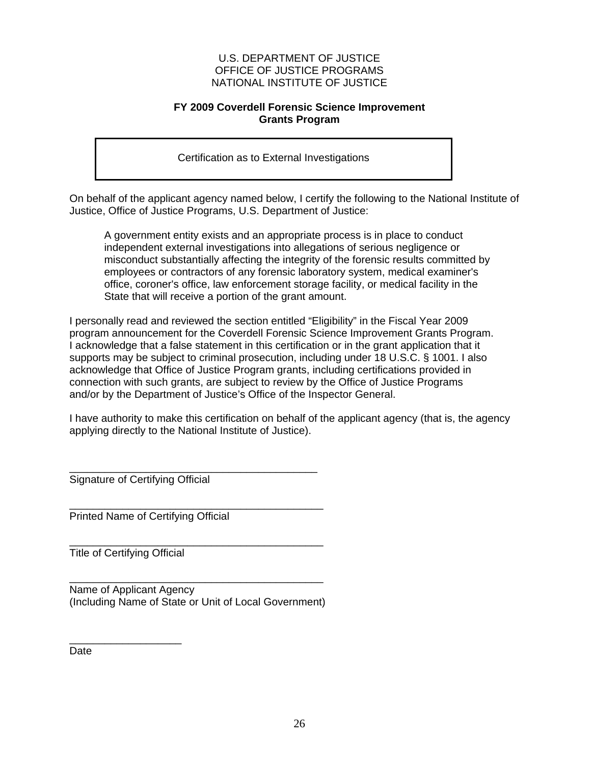U.S. DEPARTMENT OF JUSTICE
OFFICE OF JUSTICE PROGRAMS
NATIONAL INSTITUTE OF JUSTICE

**FY 2009 Coverdell Forensic Science Improvement Grants Program**

| Certification as to External Investigations |
|---|

On behalf of the applicant agency named below, I certify the following to the National Institute of Justice, Office of Justice Programs, U.S. Department of Justice:

> A government entity exists and an appropriate process is in place to conduct independent external investigations into allegations of serious negligence or misconduct substantially affecting the integrity of the forensic results committed by employees or contractors of any forensic laboratory system, medical examiner's office, coroner's office, law enforcement storage facility, or medical facility in the State that will receive a portion of the grant amount.

I personally read and reviewed the section entitled "Eligibility" in the Fiscal Year 2009 program announcement for the Coverdell Forensic Science Improvement Grants Program. I acknowledge that a false statement in this certification or in the grant application that it supports may be subject to criminal prosecution, including under 18 U.S.C. § 1001. I also acknowledge that Office of Justice Program grants, including certifications provided in connection with such grants, are subject to review by the Office of Justice Programs and/or by the Department of Justice's Office of the Inspector General.

I have authority to make this certification on behalf of the applicant agency (that is, the agency applying directly to the National Institute of Justice).

\_\_\_\_\_\_\_\_\_\_\_\_\_\_\_\_\_\_\_\_\_\_\_\_\_\_\_\_\_\_\_\_\_\_\_\_\_\_\_\_\_\_\_\_
Signature of Certifying Official

\_\_\_\_\_\_\_\_\_\_\_\_\_\_\_\_\_\_\_\_\_\_\_\_\_\_\_\_\_\_\_\_\_\_\_\_\_\_\_\_\_\_\_\_
Printed Name of Certifying Official

\_\_\_\_\_\_\_\_\_\_\_\_\_\_\_\_\_\_\_\_\_\_\_\_\_\_\_\_\_\_\_\_\_\_\_\_\_\_\_\_\_\_\_\_
Title of Certifying Official

\_\_\_\_\_\_\_\_\_\_\_\_\_\_\_\_\_\_\_\_\_\_\_\_\_\_\_\_\_\_\_\_\_\_\_\_\_\_\_\_\_\_\_\_
Name of Applicant Agency
(Including Name of State or Unit of Local Government)

\_\_\_\_\_\_\_\_\_\_\_\_\_\_\_\_\_\_\_\_
Date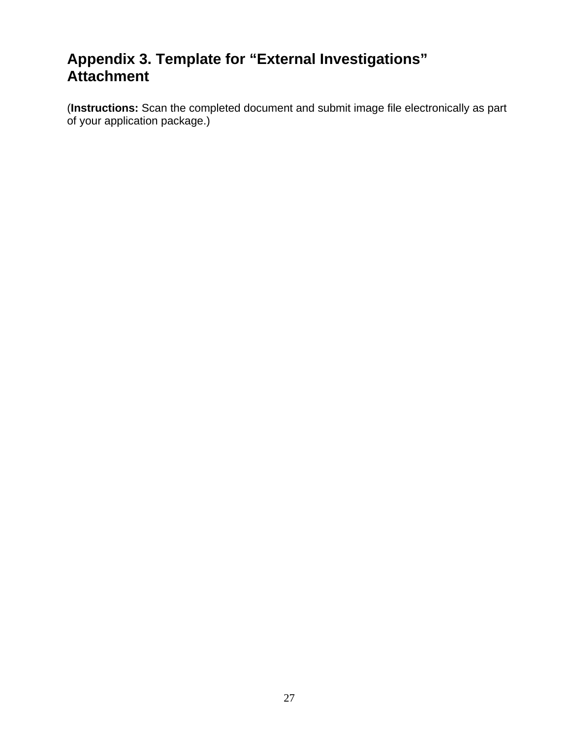# Appendix 3. Template for “External Investigations” Attachment

(**Instructions:** Scan the completed document and submit image file electronically as part of your application package.)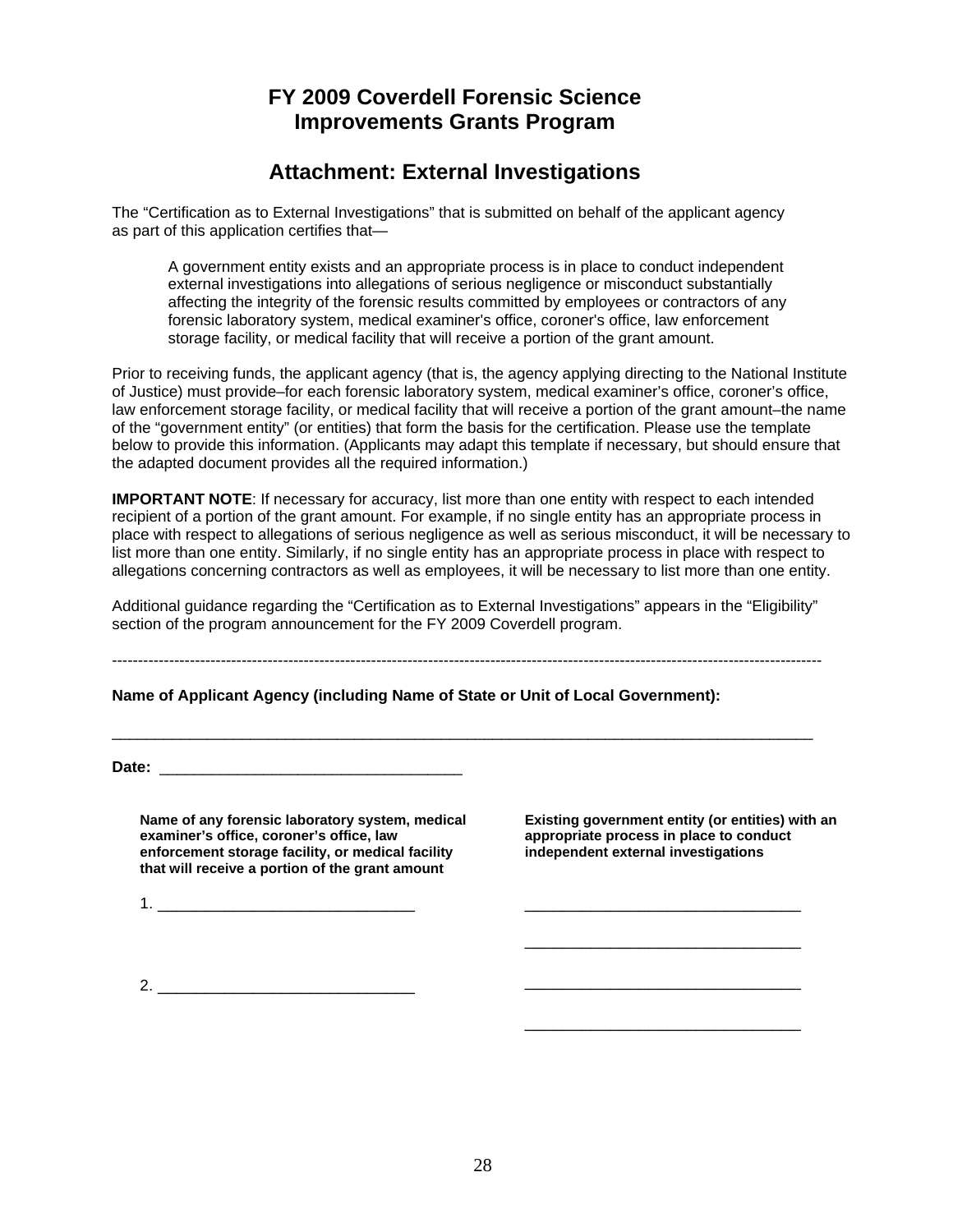# FY 2009 Coverdell Forensic Science Improvements Grants Program

## Attachment: External Investigations

The "Certification as to External Investigations" that is submitted on behalf of the applicant agency as part of this application certifies that—

> A government entity exists and an appropriate process is in place to conduct independent external investigations into allegations of serious negligence or misconduct substantially affecting the integrity of the forensic results committed by employees or contractors of any forensic laboratory system, medical examiner's office, coroner's office, law enforcement storage facility, or medical facility that will receive a portion of the grant amount.

Prior to receiving funds, the applicant agency (that is, the agency applying directing to the National Institute of Justice) must provide–for each forensic laboratory system, medical examiner's office, coroner's office, law enforcement storage facility, or medical facility that will receive a portion of the grant amount–the name of the "government entity" (or entities) that form the basis for the certification. Please use the template below to provide this information. (Applicants may adapt this template if necessary, but should ensure that the adapted document provides all the required information.)

**IMPORTANT NOTE**: If necessary for accuracy, list more than one entity with respect to each intended recipient of a portion of the grant amount. For example, if no single entity has an appropriate process in place with respect to allegations of serious negligence as well as serious misconduct, it will be necessary to list more than one entity. Similarly, if no single entity has an appropriate process in place with respect to allegations concerning contractors as well as employees, it will be necessary to list more than one entity.

Additional guidance regarding the "Certification as to External Investigations" appears in the "Eligibility" section of the program announcement for the FY 2009 Coverdell program.

---

**Name of Applicant Agency (including Name of State or Unit of Local Government):**

_______________________________________________________________________________

**Date:** _________________________________

| Name of any forensic laboratory system, medical examiner's office, coroner's office, law enforcement storage facility, or medical facility that will receive a portion of the grant amount | Existing government entity (or entities) with an appropriate process in place to conduct independent external investigations |
|---|---|
| 1. _____________________________ | _______________________________ |
| | _______________________________ |
| 2. _____________________________ | _______________________________ |
| | _______________________________ |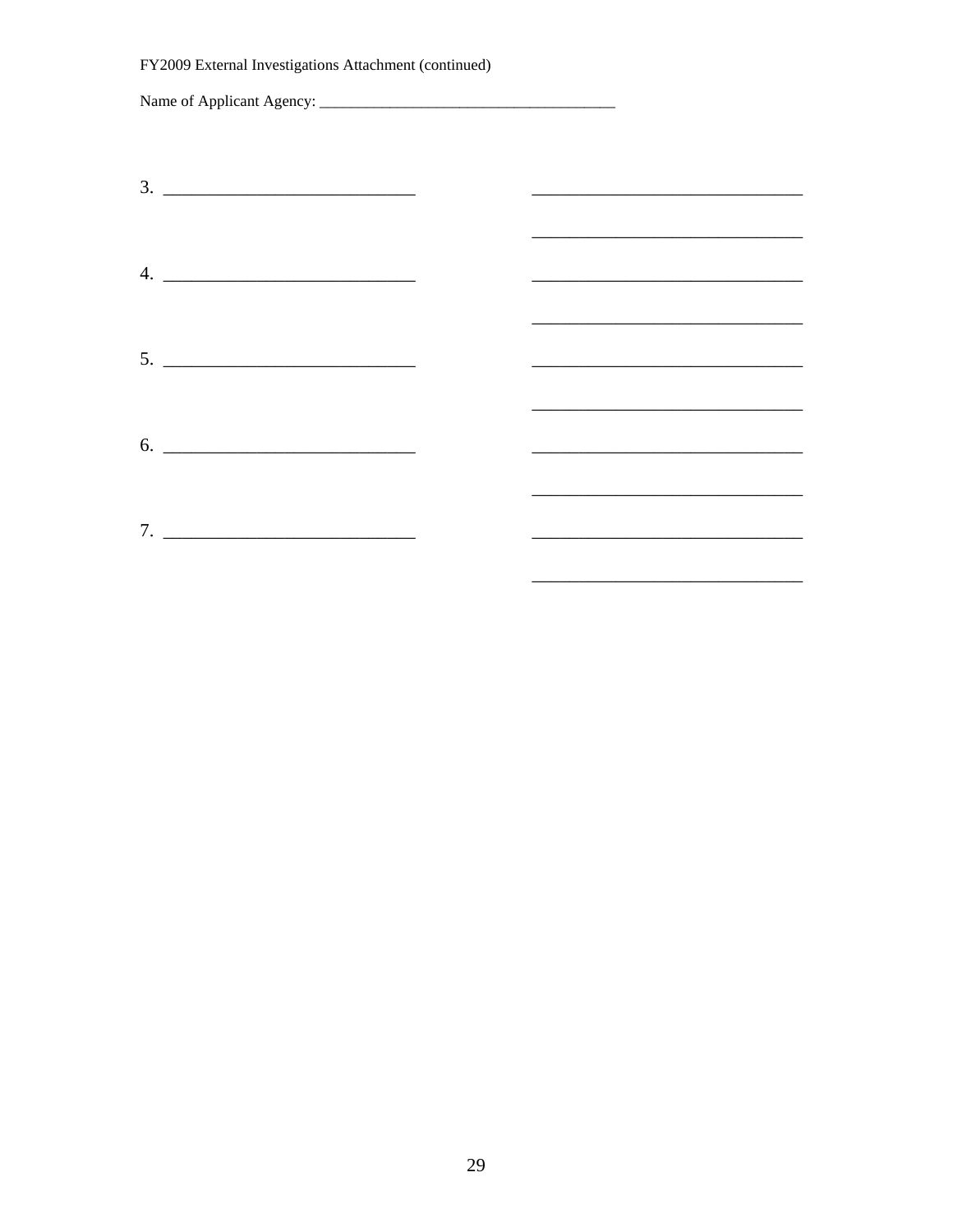FY2009 External Investigations Attachment (continued)

Name of Applicant Agency: ______________________________________

3. ____________________________ ______________________________

______________________________

4. ____________________________ ______________________________

______________________________

5. ____________________________ ______________________________

______________________________

6. ____________________________ ______________________________

______________________________

7. ____________________________ ______________________________

______________________________